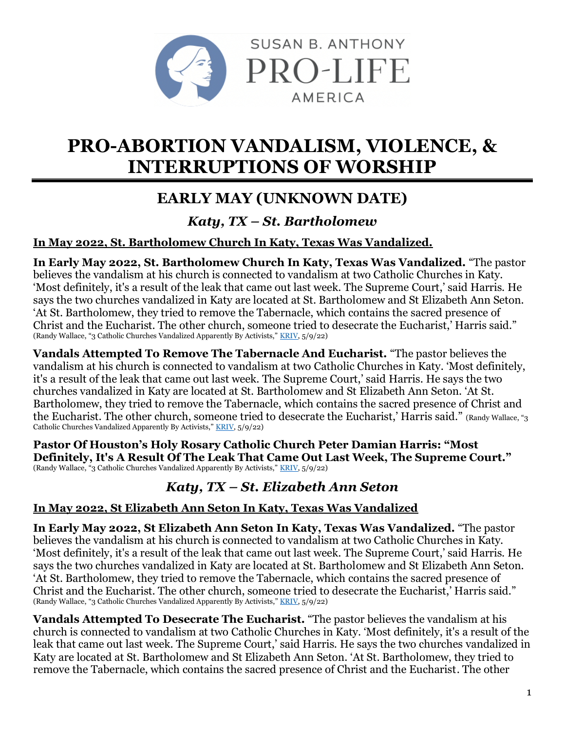SUSAN B. ANTHONY PRO-LIFE AMERICA

# PRO-ABORTION VANDALISM, VIOLENCE, & INTERRUPTIONS OF WORSHIP

## EARLY MAY (UNKNOWN DATE)

### *Katy, TX – St. Bartholomew*

**In May 2022, St. Bartholomew Church In Katy, Texas Was Vandalized.**

**In Early May 2022, St. Bartholomew Church In Katy, Texas Was Vandalized.** "The pastor believes the vandalism at his church is connected to vandalism at two Catholic Churches in Katy. 'Most definitely, it's a result of the leak that came out last week. The Supreme Court,' said Harris. He says the two churches vandalized in Katy are located at St. Bartholomew and St Elizabeth Ann Seton. 'At St. Bartholomew, they tried to remove the Tabernacle, which contains the sacred presence of Christ and the Eucharist. The other church, someone tried to desecrate the Eucharist,' Harris said." (Randy Wallace, "3 Catholic Churches Vandalized Apparently By Activists," KRIV, 5/9/22)

**Vandals Attempted To Remove The Tabernacle And Eucharist.** "The pastor believes the vandalism at his church is connected to vandalism at two Catholic Churches in Katy. 'Most definitely, it's a result of the leak that came out last week. The Supreme Court,' said Harris. He says the two churches vandalized in Katy are located at St. Bartholomew and St Elizabeth Ann Seton. 'At St. Bartholomew, they tried to remove the Tabernacle, which contains the sacred presence of Christ and the Eucharist. The other church, someone tried to desecrate the Eucharist,' Harris said." (Randy Wallace, "3 Catholic Churches Vandalized Apparently By Activists," KRIV, 5/9/22)

**Pastor Of Houston's Holy Rosary Catholic Church Peter Damian Harris: "Most Definitely, It's A Result Of The Leak That Came Out Last Week, The Supreme Court."** (Randy Wallace, "3 Catholic Churches Vandalized Apparently By Activists," KRIV, 5/9/22)

### *Katy, TX – St. Elizabeth Ann Seton*

**In May 2022, St Elizabeth Ann Seton In Katy, Texas Was Vandalized**

**In Early May 2022, St Elizabeth Ann Seton In Katy, Texas Was Vandalized.** "The pastor believes the vandalism at his church is connected to vandalism at two Catholic Churches in Katy. 'Most definitely, it's a result of the leak that came out last week. The Supreme Court,' said Harris. He says the two churches vandalized in Katy are located at St. Bartholomew and St Elizabeth Ann Seton. 'At St. Bartholomew, they tried to remove the Tabernacle, which contains the sacred presence of Christ and the Eucharist. The other church, someone tried to desecrate the Eucharist,' Harris said." (Randy Wallace, "3 Catholic Churches Vandalized Apparently By Activists," KRIV, 5/9/22)

**Vandals Attempted To Desecrate The Eucharist.** "The pastor believes the vandalism at his church is connected to vandalism at two Catholic Churches in Katy. 'Most definitely, it's a result of the leak that came out last week. The Supreme Court,' said Harris. He says the two churches vandalized in Katy are located at St. Bartholomew and St Elizabeth Ann Seton. 'At St. Bartholomew, they tried to remove the Tabernacle, which contains the sacred presence of Christ and the Eucharist. The other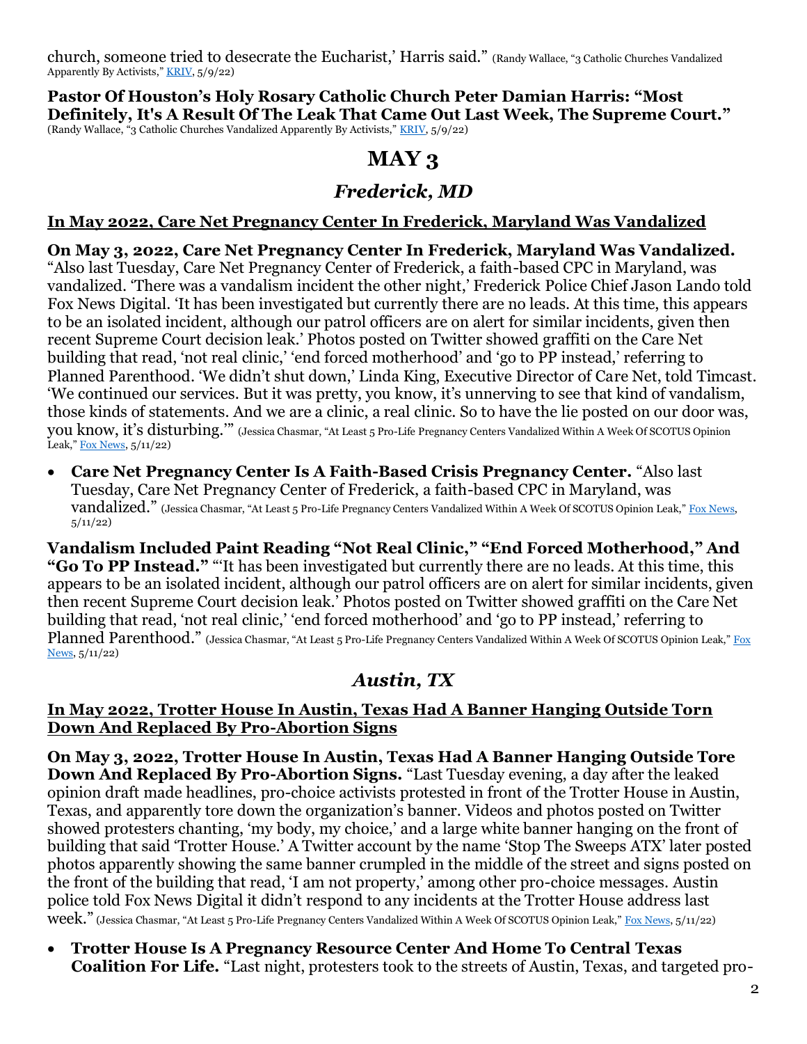church, someone tried to desecrate the Eucharist,' Harris said." (Randy Wallace, "3 Catholic Churches Vandalized Apparently By Activists," KRIV, 5/9/22)

**Pastor Of Houston's Holy Rosary Catholic Church Peter Damian Harris: "Most Definitely, It's A Result Of The Leak That Came Out Last Week, The Supreme Court."** (Randy Wallace, "3 Catholic Churches Vandalized Apparently By Activists," KRIV, 5/9/22)

# MAY 3

## *Frederick, MD*

### In May 2022, Care Net Pregnancy Center In Frederick, Maryland Was Vandalized

**On May 3, 2022, Care Net Pregnancy Center In Frederick, Maryland Was Vandalized.** "Also last Tuesday, Care Net Pregnancy Center of Frederick, a faith-based CPC in Maryland, was vandalized. 'There was a vandalism incident the other night,' Frederick Police Chief Jason Lando told Fox News Digital. 'It has been investigated but currently there are no leads. At this time, this appears to be an isolated incident, although our patrol officers are on alert for similar incidents, given then recent Supreme Court decision leak.' Photos posted on Twitter showed graffiti on the Care Net building that read, 'not real clinic,' 'end forced motherhood' and 'go to PP instead,' referring to Planned Parenthood. 'We didn't shut down,' Linda King, Executive Director of Care Net, told Timcast. 'We continued our services. But it was pretty, you know, it's unnerving to see that kind of vandalism, those kinds of statements. And we are a clinic, a real clinic. So to have the lie posted on our door was, you know, it's disturbing.'" (Jessica Chasmar, "At Least 5 Pro-Life Pregnancy Centers Vandalized Within A Week Of SCOTUS Opinion Leak," Fox News, 5/11/22)

- **Care Net Pregnancy Center Is A Faith-Based Crisis Pregnancy Center.** "Also last Tuesday, Care Net Pregnancy Center of Frederick, a faith-based CPC in Maryland, was vandalized." (Jessica Chasmar, "At Least 5 Pro-Life Pregnancy Centers Vandalized Within A Week Of SCOTUS Opinion Leak," Fox News, 5/11/22)

**Vandalism Included Paint Reading "Not Real Clinic," "End Forced Motherhood," And "Go To PP Instead."** "'It has been investigated but currently there are no leads. At this time, this appears to be an isolated incident, although our patrol officers are on alert for similar incidents, given then recent Supreme Court decision leak.' Photos posted on Twitter showed graffiti on the Care Net building that read, 'not real clinic,' 'end forced motherhood' and 'go to PP instead,' referring to Planned Parenthood." (Jessica Chasmar, "At Least 5 Pro-Life Pregnancy Centers Vandalized Within A Week Of SCOTUS Opinion Leak," Fox News, 5/11/22)

## *Austin, TX*

### In May 2022, Trotter House In Austin, Texas Had A Banner Hanging Outside Torn Down And Replaced By Pro-Abortion Signs

**On May 3, 2022, Trotter House In Austin, Texas Had A Banner Hanging Outside Tore Down And Replaced By Pro-Abortion Signs.** "Last Tuesday evening, a day after the leaked opinion draft made headlines, pro-choice activists protested in front of the Trotter House in Austin, Texas, and apparently tore down the organization's banner. Videos and photos posted on Twitter showed protesters chanting, 'my body, my choice,' and a large white banner hanging on the front of building that said 'Trotter House.' A Twitter account by the name 'Stop The Sweeps ATX' later posted photos apparently showing the same banner crumpled in the middle of the street and signs posted on the front of the building that read, 'I am not property,' among other pro-choice messages. Austin police told Fox News Digital it didn't respond to any incidents at the Trotter House address last week." (Jessica Chasmar, "At Least 5 Pro-Life Pregnancy Centers Vandalized Within A Week Of SCOTUS Opinion Leak," Fox News, 5/11/22)

- **Trotter House Is A Pregnancy Resource Center And Home To Central Texas Coalition For Life.** "Last night, protesters took to the streets of Austin, Texas, and targeted pro-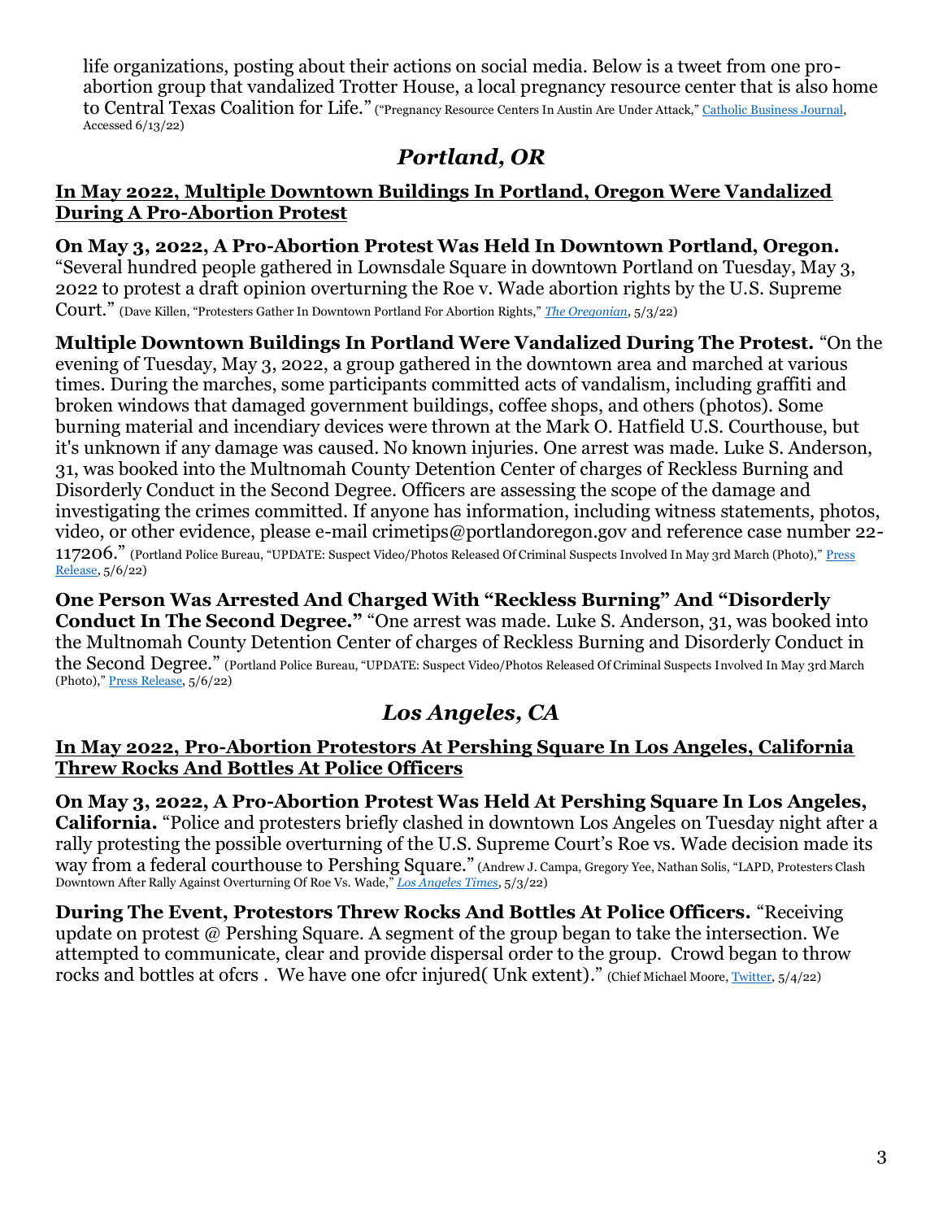life organizations, posting about their actions on social media. Below is a tweet from one pro-abortion group that vandalized Trotter House, a local pregnancy resource center that is also home to Central Texas Coalition for Life." ("Pregnancy Resource Centers In Austin Are Under Attack," Catholic Business Journal, Accessed 6/13/22)

## *Portland, OR*

### In May 2022, Multiple Downtown Buildings In Portland, Oregon Were Vandalized During A Pro-Abortion Protest

**On May 3, 2022, A Pro-Abortion Protest Was Held In Downtown Portland, Oregon.** "Several hundred people gathered in Lownsdale Square in downtown Portland on Tuesday, May 3, 2022 to protest a draft opinion overturning the Roe v. Wade abortion rights by the U.S. Supreme Court." (Dave Killen, "Protesters Gather In Downtown Portland For Abortion Rights," *The Oregonian*, 5/3/22)

**Multiple Downtown Buildings In Portland Were Vandalized During The Protest.** "On the evening of Tuesday, May 3, 2022, a group gathered in the downtown area and marched at various times. During the marches, some participants committed acts of vandalism, including graffiti and broken windows that damaged government buildings, coffee shops, and others (photos). Some burning material and incendiary devices were thrown at the Mark O. Hatfield U.S. Courthouse, but it's unknown if any damage was caused. No known injuries. One arrest was made. Luke S. Anderson, 31, was booked into the Multnomah County Detention Center of charges of Reckless Burning and Disorderly Conduct in the Second Degree. Officers are assessing the scope of the damage and investigating the crimes committed. If anyone has information, including witness statements, photos, video, or other evidence, please e-mail crimetips@portlandoregon.gov and reference case number 22-117206." (Portland Police Bureau, "UPDATE: Suspect Video/Photos Released Of Criminal Suspects Involved In May 3rd March (Photo)," Press Release, 5/6/22)

**One Person Was Arrested And Charged With "Reckless Burning" And "Disorderly Conduct In The Second Degree."** "One arrest was made. Luke S. Anderson, 31, was booked into the Multnomah County Detention Center of charges of Reckless Burning and Disorderly Conduct in the Second Degree." (Portland Police Bureau, "UPDATE: Suspect Video/Photos Released Of Criminal Suspects Involved In May 3rd March (Photo)," Press Release, 5/6/22)

## *Los Angeles, CA*

### In May 2022, Pro-Abortion Protestors At Pershing Square In Los Angeles, California Threw Rocks And Bottles At Police Officers

**On May 3, 2022, A Pro-Abortion Protest Was Held At Pershing Square In Los Angeles, California.** "Police and protesters briefly clashed in downtown Los Angeles on Tuesday night after a rally protesting the possible overturning of the U.S. Supreme Court's Roe vs. Wade decision made its way from a federal courthouse to Pershing Square." (Andrew J. Campa, Gregory Yee, Nathan Solis, "LAPD, Protesters Clash Downtown After Rally Against Overturning Of Roe Vs. Wade," *Los Angeles Times*, 5/3/22)

**During The Event, Protestors Threw Rocks And Bottles At Police Officers.** "Receiving update on protest @ Pershing Square. A segment of the group began to take the intersection. We attempted to communicate, clear and provide dispersal order to the group. Crowd began to throw rocks and bottles at ofcrs . We have one ofcr injured( Unk extent)." (Chief Michael Moore, Twitter, 5/4/22)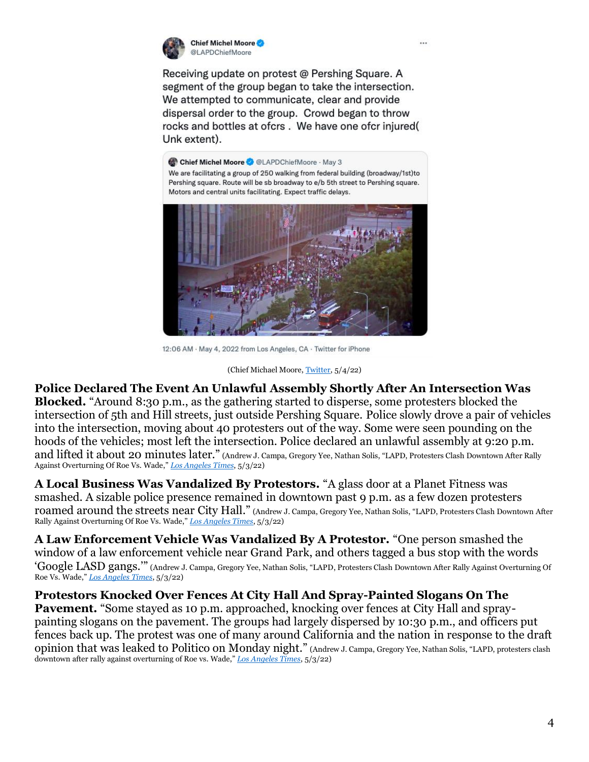Chief Michel Moore
@LAPDChiefMoore

Receiving update on protest @ Pershing Square. A segment of the group began to take the intersection. We attempted to communicate, clear and provide dispersal order to the group. Crowd began to throw rocks and bottles at ofcrs . We have one ofcr injured( Unk extent).

> Chief Michel Moore @LAPDChiefMoore · May 3
> We are facilitating a group of 250 walking from federal building (broadway/1st)to Pershing square. Route will be sb broadway to e/b 5th street to Pershing square. Motors and central units facilitating. Expect traffic delays.

12:06 AM · May 4, 2022 from Los Angeles, CA · Twitter for iPhone

(Chief Michael Moore, Twitter, 5/4/22)

**Police Declared The Event An Unlawful Assembly Shortly After An Intersection Was Blocked.** "Around 8:30 p.m., as the gathering started to disperse, some protesters blocked the intersection of 5th and Hill streets, just outside Pershing Square. Police slowly drove a pair of vehicles into the intersection, moving about 40 protesters out of the way. Some were seen pounding on the hoods of the vehicles; most left the intersection. Police declared an unlawful assembly at 9:20 p.m. and lifted it about 20 minutes later." (Andrew J. Campa, Gregory Yee, Nathan Solis, "LAPD, Protesters Clash Downtown After Rally Against Overturning Of Roe Vs. Wade," *Los Angeles Times*, 5/3/22)

**A Local Business Was Vandalized By Protestors.** "A glass door at a Planet Fitness was smashed. A sizable police presence remained in downtown past 9 p.m. as a few dozen protesters roamed around the streets near City Hall." (Andrew J. Campa, Gregory Yee, Nathan Solis, "LAPD, Protesters Clash Downtown After Rally Against Overturning Of Roe Vs. Wade," *Los Angeles Times*, 5/3/22)

**A Law Enforcement Vehicle Was Vandalized By A Protestor.** "One person smashed the window of a law enforcement vehicle near Grand Park, and others tagged a bus stop with the words 'Google LASD gangs.'" (Andrew J. Campa, Gregory Yee, Nathan Solis, "LAPD, Protesters Clash Downtown After Rally Against Overturning Of Roe Vs. Wade," *Los Angeles Times*, 5/3/22)

**Protestors Knocked Over Fences At City Hall And Spray-Painted Slogans On The Pavement.** "Some stayed as 10 p.m. approached, knocking over fences at City Hall and spray-painting slogans on the pavement. The groups had largely dispersed by 10:30 p.m., and officers put fences back up. The protest was one of many around California and the nation in response to the draft opinion that was leaked to Politico on Monday night." (Andrew J. Campa, Gregory Yee, Nathan Solis, "LAPD, protesters clash downtown after rally against overturning of Roe vs. Wade," *Los Angeles Times*, 5/3/22)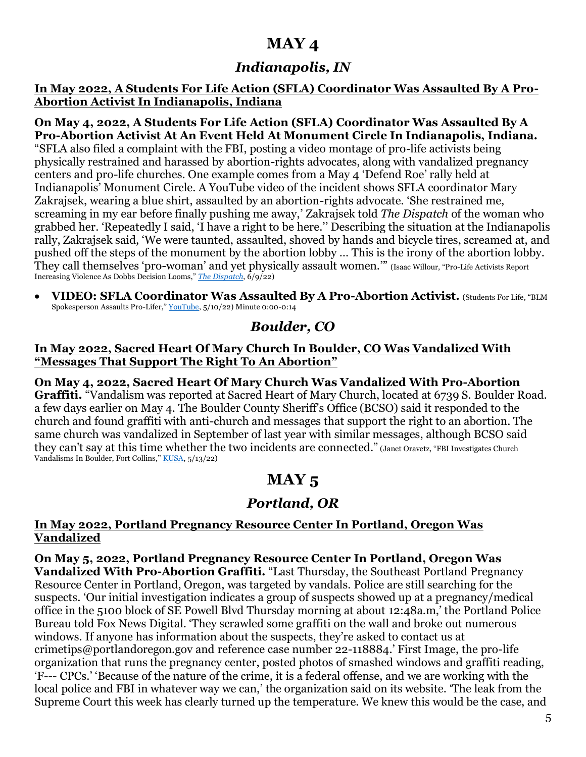# MAY 4

## *Indianapolis, IN*

**In May 2022, A Students For Life Action (SFLA) Coordinator Was Assaulted By A Pro-Abortion Activist In Indianapolis, Indiana**

**On May 4, 2022, A Students For Life Action (SFLA) Coordinator Was Assaulted By A Pro-Abortion Activist At An Event Held At Monument Circle In Indianapolis, Indiana.** "SFLA also filed a complaint with the FBI, posting a video montage of pro-life activists being physically restrained and harassed by abortion-rights advocates, along with vandalized pregnancy centers and pro-life churches. One example comes from a May 4 'Defend Roe' rally held at Indianapolis' Monument Circle. A YouTube video of the incident shows SFLA coordinator Mary Zakrajsek, wearing a blue shirt, assaulted by an abortion-rights advocate. 'She restrained me, screaming in my ear before finally pushing me away,' Zakrajsek told *The Dispatch* of the woman who grabbed her. 'Repeatedly I said, 'I have a right to be here.'' Describing the situation at the Indianapolis rally, Zakrajsek said, 'We were taunted, assaulted, shoved by hands and bicycle tires, screamed at, and pushed off the steps of the monument by the abortion lobby … This is the irony of the abortion lobby. They call themselves 'pro-woman' and yet physically assault women.'" (Isaac Willour, "Pro-Life Activists Report Increasing Violence As Dobbs Decision Looms," *The Dispatch*, 6/9/22)

- **VIDEO: SFLA Coordinator Was Assaulted By A Pro-Abortion Activist.** (Students For Life, "BLM Spokesperson Assaults Pro-Lifer," YouTube, 5/10/22) Minute 0:00-0:14

## *Boulder, CO*

**In May 2022, Sacred Heart Of Mary Church In Boulder, CO Was Vandalized With "Messages That Support The Right To An Abortion"**

**On May 4, 2022, Sacred Heart Of Mary Church Was Vandalized With Pro-Abortion Graffiti.** "Vandalism was reported at Sacred Heart of Mary Church, located at 6739 S. Boulder Road. a few days earlier on May 4. The Boulder County Sheriff's Office (BCSO) said it responded to the church and found graffiti with anti-church and messages that support the right to an abortion. The same church was vandalized in September of last year with similar messages, although BCSO said they can't say at this time whether the two incidents are connected." (Janet Oravetz, "FBI Investigates Church Vandalisms In Boulder, Fort Collins," KUSA, 5/13/22)

# MAY 5

## *Portland, OR*

**In May 2022, Portland Pregnancy Resource Center In Portland, Oregon Was Vandalized**

**On May 5, 2022, Portland Pregnancy Resource Center In Portland, Oregon Was Vandalized With Pro-Abortion Graffiti.** "Last Thursday, the Southeast Portland Pregnancy Resource Center in Portland, Oregon, was targeted by vandals. Police are still searching for the suspects. 'Our initial investigation indicates a group of suspects showed up at a pregnancy/medical office in the 5100 block of SE Powell Blvd Thursday morning at about 12:48a.m,' the Portland Police Bureau told Fox News Digital. 'They scrawled some graffiti on the wall and broke out numerous windows. If anyone has information about the suspects, they're asked to contact us at crimetips@portlandoregon.gov and reference case number 22-118884.' First Image, the pro-life organization that runs the pregnancy center, posted photos of smashed windows and graffiti reading, 'F--- CPCs.' 'Because of the nature of the crime, it is a federal offense, and we are working with the local police and FBI in whatever way we can,' the organization said on its website. 'The leak from the Supreme Court this week has clearly turned up the temperature. We knew this would be the case, and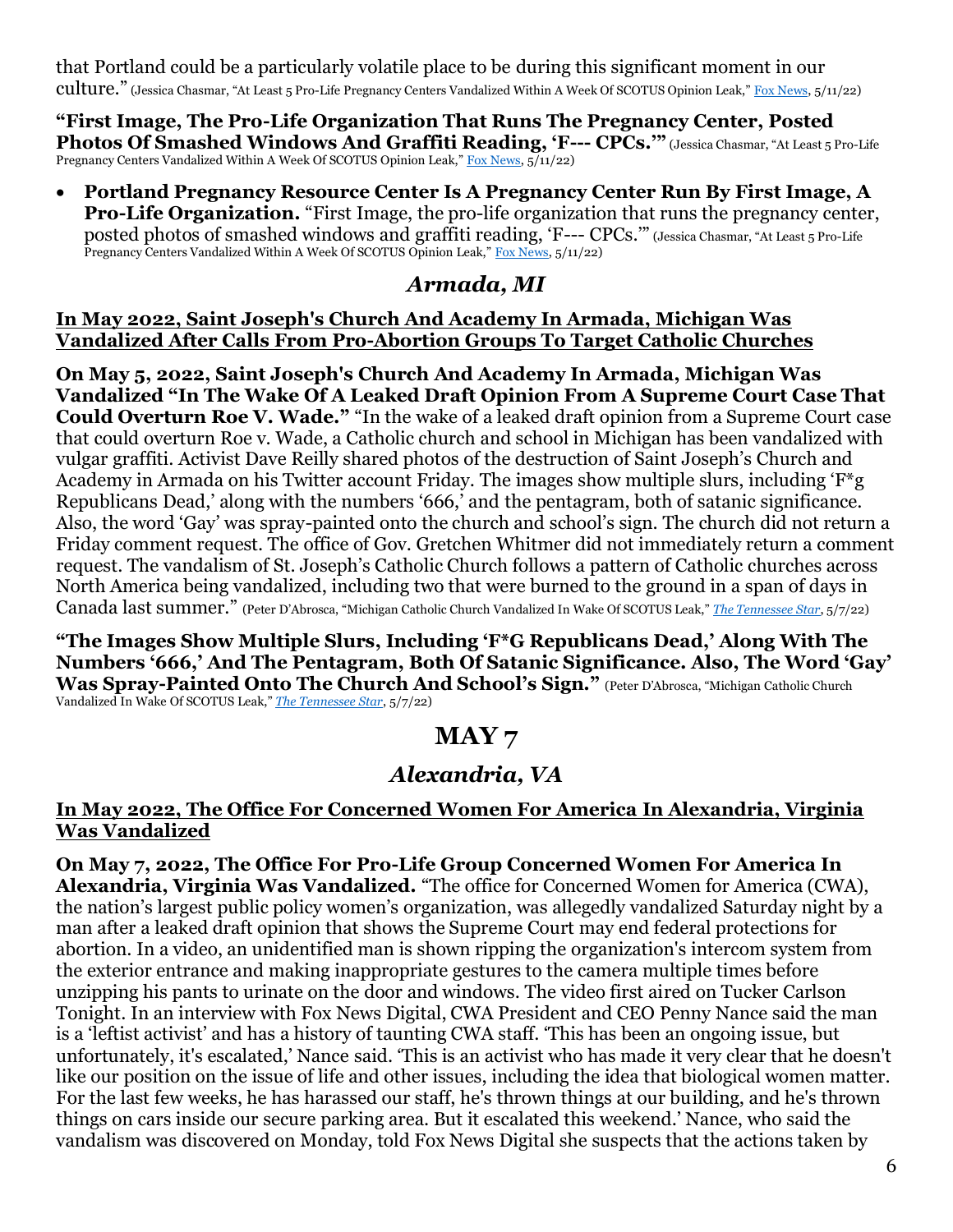that Portland could be a particularly volatile place to be during this significant moment in our culture." (Jessica Chasmar, "At Least 5 Pro-Life Pregnancy Centers Vandalized Within A Week Of SCOTUS Opinion Leak," Fox News, 5/11/22)

**"First Image, The Pro-Life Organization That Runs The Pregnancy Center, Posted Photos Of Smashed Windows And Graffiti Reading, 'F--- CPCs.'"** (Jessica Chasmar, "At Least 5 Pro-Life Pregnancy Centers Vandalized Within A Week Of SCOTUS Opinion Leak," Fox News, 5/11/22)

- **Portland Pregnancy Resource Center Is A Pregnancy Center Run By First Image, A Pro-Life Organization.** "First Image, the pro-life organization that runs the pregnancy center, posted photos of smashed windows and graffiti reading, 'F--- CPCs.'" (Jessica Chasmar, "At Least 5 Pro-Life Pregnancy Centers Vandalized Within A Week Of SCOTUS Opinion Leak," Fox News, 5/11/22)

## *Armada, MI*

**<u>In May 2022, Saint Joseph's Church And Academy In Armada, Michigan Was Vandalized After Calls From Pro-Abortion Groups To Target Catholic Churches</u>**

**On May 5, 2022, Saint Joseph's Church And Academy In Armada, Michigan Was Vandalized "In The Wake Of A Leaked Draft Opinion From A Supreme Court Case That Could Overturn Roe V. Wade."** "In the wake of a leaked draft opinion from a Supreme Court case that could overturn Roe v. Wade, a Catholic church and school in Michigan has been vandalized with vulgar graffiti. Activist Dave Reilly shared photos of the destruction of Saint Joseph's Church and Academy in Armada on his Twitter account Friday. The images show multiple slurs, including 'F*g Republicans Dead,' along with the numbers '666,' and the pentagram, both of satanic significance. Also, the word 'Gay' was spray-painted onto the church and school's sign. The church did not return a Friday comment request. The office of Gov. Gretchen Whitmer did not immediately return a comment request. The vandalism of St. Joseph's Catholic Church follows a pattern of Catholic churches across North America being vandalized, including two that were burned to the ground in a span of days in Canada last summer." (Peter D'Abrosca, "Michigan Catholic Church Vandalized In Wake Of SCOTUS Leak," *The Tennessee Star*, 5/7/22)

**"The Images Show Multiple Slurs, Including 'F*G Republicans Dead,' Along With The Numbers '666,' And The Pentagram, Both Of Satanic Significance. Also, The Word 'Gay' Was Spray-Painted Onto The Church And School's Sign."** (Peter D'Abrosca, "Michigan Catholic Church Vandalized In Wake Of SCOTUS Leak," *The Tennessee Star*, 5/7/22)

# MAY 7

## *Alexandria, VA*

**<u>In May 2022, The Office For Concerned Women For America In Alexandria, Virginia Was Vandalized</u>**

**On May 7, 2022, The Office For Pro-Life Group Concerned Women For America In Alexandria, Virginia Was Vandalized.** "The office for Concerned Women for America (CWA), the nation's largest public policy women's organization, was allegedly vandalized Saturday night by a man after a leaked draft opinion that shows the Supreme Court may end federal protections for abortion. In a video, an unidentified man is shown ripping the organization's intercom system from the exterior entrance and making inappropriate gestures to the camera multiple times before unzipping his pants to urinate on the door and windows. The video first aired on Tucker Carlson Tonight. In an interview with Fox News Digital, CWA President and CEO Penny Nance said the man is a 'leftist activist' and has a history of taunting CWA staff. 'This has been an ongoing issue, but unfortunately, it's escalated,' Nance said. 'This is an activist who has made it very clear that he doesn't like our position on the issue of life and other issues, including the idea that biological women matter. For the last few weeks, he has harassed our staff, he's thrown things at our building, and he's thrown things on cars inside our secure parking area. But it escalated this weekend.' Nance, who said the vandalism was discovered on Monday, told Fox News Digital she suspects that the actions taken by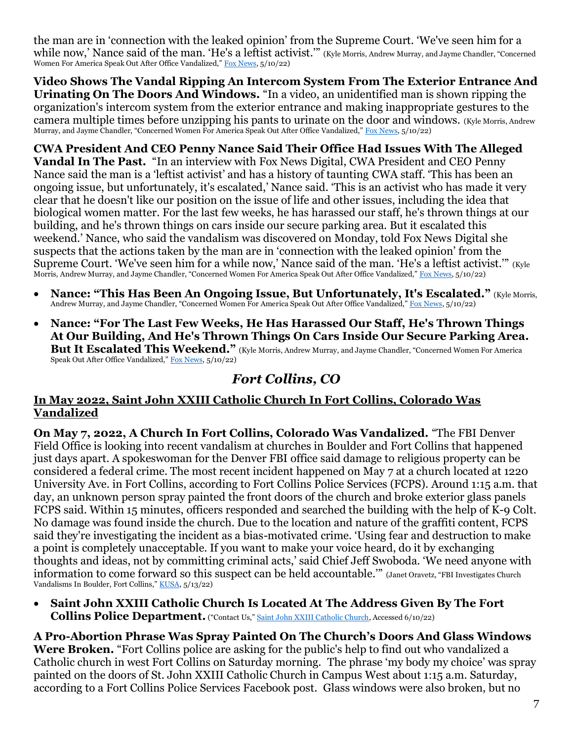the man are in 'connection with the leaked opinion' from the Supreme Court. 'We've seen him for a while now,' Nance said of the man. 'He's a leftist activist.'" (Kyle Morris, Andrew Murray, and Jayme Chandler, "Concerned Women For America Speak Out After Office Vandalized," Fox News, 5/10/22)

**Video Shows The Vandal Ripping An Intercom System From The Exterior Entrance And Urinating On The Doors And Windows.** "In a video, an unidentified man is shown ripping the organization's intercom system from the exterior entrance and making inappropriate gestures to the camera multiple times before unzipping his pants to urinate on the door and windows. (Kyle Morris, Andrew Murray, and Jayme Chandler, "Concerned Women For America Speak Out After Office Vandalized," Fox News, 5/10/22)

**CWA President And CEO Penny Nance Said Their Office Had Issues With The Alleged Vandal In The Past.** "In an interview with Fox News Digital, CWA President and CEO Penny Nance said the man is a 'leftist activist' and has a history of taunting CWA staff. 'This has been an ongoing issue, but unfortunately, it's escalated,' Nance said. 'This is an activist who has made it very clear that he doesn't like our position on the issue of life and other issues, including the idea that biological women matter. For the last few weeks, he has harassed our staff, he's thrown things at our building, and he's thrown things on cars inside our secure parking area. But it escalated this weekend.' Nance, who said the vandalism was discovered on Monday, told Fox News Digital she suspects that the actions taken by the man are in 'connection with the leaked opinion' from the Supreme Court. 'We've seen him for a while now,' Nance said of the man. 'He's a leftist activist.'" (Kyle Morris, Andrew Murray, and Jayme Chandler, "Concerned Women For America Speak Out After Office Vandalized," Fox News, 5/10/22)

- **Nance: "This Has Been An Ongoing Issue, But Unfortunately, It's Escalated."** (Kyle Morris, Andrew Murray, and Jayme Chandler, "Concerned Women For America Speak Out After Office Vandalized," Fox News, 5/10/22)
- **Nance: "For The Last Few Weeks, He Has Harassed Our Staff, He's Thrown Things At Our Building, And He's Thrown Things On Cars Inside Our Secure Parking Area. But It Escalated This Weekend."** (Kyle Morris, Andrew Murray, and Jayme Chandler, "Concerned Women For America Speak Out After Office Vandalized," Fox News, 5/10/22)

## *Fort Collins, CO*

### In May 2022, Saint John XXIII Catholic Church In Fort Collins, Colorado Was Vandalized

**On May 7, 2022, A Church In Fort Collins, Colorado Was Vandalized.** "The FBI Denver Field Office is looking into recent vandalism at churches in Boulder and Fort Collins that happened just days apart. A spokeswoman for the Denver FBI office said damage to religious property can be considered a federal crime. The most recent incident happened on May 7 at a church located at 1220 University Ave. in Fort Collins, according to Fort Collins Police Services (FCPS). Around 1:15 a.m. that day, an unknown person spray painted the front doors of the church and broke exterior glass panels FCPS said. Within 15 minutes, officers responded and searched the building with the help of K-9 Colt. No damage was found inside the church. Due to the location and nature of the graffiti content, FCPS said they're investigating the incident as a bias-motivated crime. 'Using fear and destruction to make a point is completely unacceptable. If you want to make your voice heard, do it by exchanging thoughts and ideas, not by committing criminal acts,' said Chief Jeff Swoboda. 'We need anyone with information to come forward so this suspect can be held accountable.'" (Janet Oravetz, "FBI Investigates Church Vandalisms In Boulder, Fort Collins," KUSA, 5/13/22)

- **Saint John XXIII Catholic Church Is Located At The Address Given By The Fort Collins Police Department.** ("Contact Us," Saint John XXIII Catholic Church, Accessed 6/10/22)

**A Pro-Abortion Phrase Was Spray Painted On The Church's Doors And Glass Windows Were Broken.** "Fort Collins police are asking for the public's help to find out who vandalized a Catholic church in west Fort Collins on Saturday morning. The phrase 'my body my choice' was spray painted on the doors of St. John XXIII Catholic Church in Campus West about 1:15 a.m. Saturday, according to a Fort Collins Police Services Facebook post. Glass windows were also broken, but no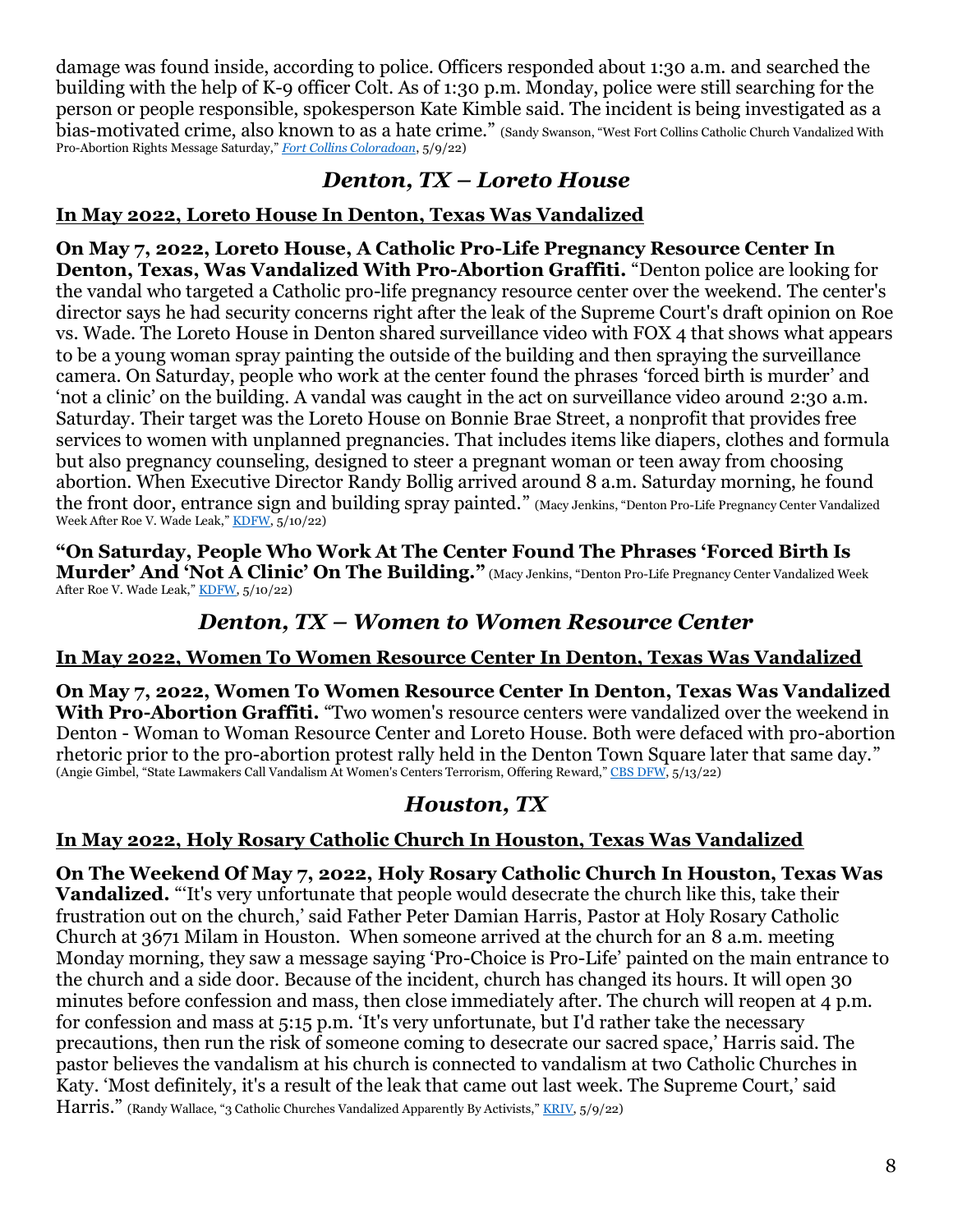damage was found inside, according to police. Officers responded about 1:30 a.m. and searched the building with the help of K-9 officer Colt. As of 1:30 p.m. Monday, police were still searching for the person or people responsible, spokesperson Kate Kimble said. The incident is being investigated as a bias-motivated crime, also known to as a hate crime." (Sandy Swanson, "West Fort Collins Catholic Church Vandalized With Pro-Abortion Rights Message Saturday," *Fort Collins Coloradoan*, 5/9/22)

## *Denton, TX – Loreto House*

### In May 2022, Loreto House In Denton, Texas Was Vandalized

**On May 7, 2022, Loreto House, A Catholic Pro-Life Pregnancy Resource Center In Denton, Texas, Was Vandalized With Pro-Abortion Graffiti.** "Denton police are looking for the vandal who targeted a Catholic pro-life pregnancy resource center over the weekend. The center's director says he had security concerns right after the leak of the Supreme Court's draft opinion on Roe vs. Wade. The Loreto House in Denton shared surveillance video with FOX 4 that shows what appears to be a young woman spray painting the outside of the building and then spraying the surveillance camera. On Saturday, people who work at the center found the phrases 'forced birth is murder' and 'not a clinic' on the building. A vandal was caught in the act on surveillance video around 2:30 a.m. Saturday. Their target was the Loreto House on Bonnie Brae Street, a nonprofit that provides free services to women with unplanned pregnancies. That includes items like diapers, clothes and formula but also pregnancy counseling, designed to steer a pregnant woman or teen away from choosing abortion. When Executive Director Randy Bollig arrived around 8 a.m. Saturday morning, he found the front door, entrance sign and building spray painted." (Macy Jenkins, "Denton Pro-Life Pregnancy Center Vandalized Week After Roe V. Wade Leak," KDFW, 5/10/22)

**"On Saturday, People Who Work At The Center Found The Phrases 'Forced Birth Is Murder' And 'Not A Clinic' On The Building."** (Macy Jenkins, "Denton Pro-Life Pregnancy Center Vandalized Week After Roe V. Wade Leak," KDFW, 5/10/22)

## *Denton, TX – Women to Women Resource Center*

### In May 2022, Women To Women Resource Center In Denton, Texas Was Vandalized

**On May 7, 2022, Women To Women Resource Center In Denton, Texas Was Vandalized With Pro-Abortion Graffiti.** "Two women's resource centers were vandalized over the weekend in Denton - Woman to Woman Resource Center and Loreto House. Both were defaced with pro-abortion rhetoric prior to the pro-abortion protest rally held in the Denton Town Square later that same day." (Angie Gimbel, "State Lawmakers Call Vandalism At Women's Centers Terrorism, Offering Reward," CBS DFW, 5/13/22)

## *Houston, TX*

### In May 2022, Holy Rosary Catholic Church In Houston, Texas Was Vandalized

**On The Weekend Of May 7, 2022, Holy Rosary Catholic Church In Houston, Texas Was Vandalized.** "'It's very unfortunate that people would desecrate the church like this, take their frustration out on the church,' said Father Peter Damian Harris, Pastor at Holy Rosary Catholic Church at 3671 Milam in Houston. When someone arrived at the church for an 8 a.m. meeting Monday morning, they saw a message saying 'Pro-Choice is Pro-Life' painted on the main entrance to the church and a side door. Because of the incident, church has changed its hours. It will open 30 minutes before confession and mass, then close immediately after. The church will reopen at 4 p.m. for confession and mass at 5:15 p.m. 'It's very unfortunate, but I'd rather take the necessary precautions, then run the risk of someone coming to desecrate our sacred space,' Harris said. The pastor believes the vandalism at his church is connected to vandalism at two Catholic Churches in Katy. 'Most definitely, it's a result of the leak that came out last week. The Supreme Court,' said Harris." (Randy Wallace, "3 Catholic Churches Vandalized Apparently By Activists," KRIV, 5/9/22)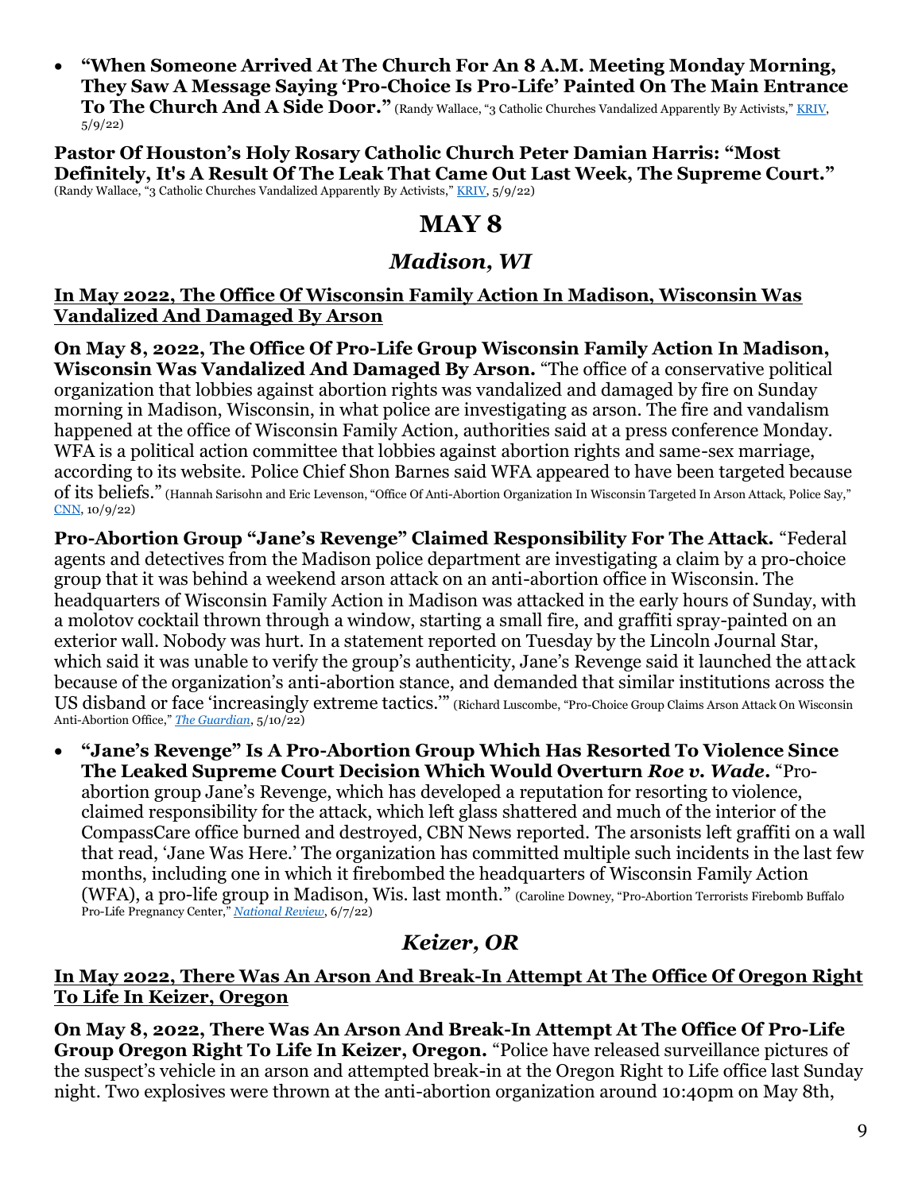- **"When Someone Arrived At The Church For An 8 A.M. Meeting Monday Morning, They Saw A Message Saying 'Pro-Choice Is Pro-Life' Painted On The Main Entrance To The Church And A Side Door."** (Randy Wallace, "3 Catholic Churches Vandalized Apparently By Activists," [KRIV](), 5/9/22)

**Pastor Of Houston's Holy Rosary Catholic Church Peter Damian Harris: "Most Definitely, It's A Result Of The Leak That Came Out Last Week, The Supreme Court."** (Randy Wallace, "3 Catholic Churches Vandalized Apparently By Activists," [KRIV](), 5/9/22)

# MAY 8

## *Madison, WI*

### In May 2022, The Office Of Wisconsin Family Action In Madison, Wisconsin Was Vandalized And Damaged By Arson

**On May 8, 2022, The Office Of Pro-Life Group Wisconsin Family Action In Madison, Wisconsin Was Vandalized And Damaged By Arson.** "The office of a conservative political organization that lobbies against abortion rights was vandalized and damaged by fire on Sunday morning in Madison, Wisconsin, in what police are investigating as arson. The fire and vandalism happened at the office of Wisconsin Family Action, authorities said at a press conference Monday. WFA is a political action committee that lobbies against abortion rights and same-sex marriage, according to its website. Police Chief Shon Barnes said WFA appeared to have been targeted because of its beliefs." (Hannah Sarisohn and Eric Levenson, "Office Of Anti-Abortion Organization In Wisconsin Targeted In Arson Attack, Police Say," [CNN](), 10/9/22)

**Pro-Abortion Group "Jane's Revenge" Claimed Responsibility For The Attack.** "Federal agents and detectives from the Madison police department are investigating a claim by a pro-choice group that it was behind a weekend arson attack on an anti-abortion office in Wisconsin. The headquarters of Wisconsin Family Action in Madison was attacked in the early hours of Sunday, with a molotov cocktail thrown through a window, starting a small fire, and graffiti spray-painted on an exterior wall. Nobody was hurt. In a statement reported on Tuesday by the Lincoln Journal Star, which said it was unable to verify the group's authenticity, Jane's Revenge said it launched the attack because of the organization's anti-abortion stance, and demanded that similar institutions across the US disband or face 'increasingly extreme tactics.'" (Richard Luscombe, "Pro-Choice Group Claims Arson Attack On Wisconsin Anti-Abortion Office," [*The Guardian*](), 5/10/22)

- **"Jane's Revenge" Is A Pro-Abortion Group Which Has Resorted To Violence Since The Leaked Supreme Court Decision Which Would Overturn *Roe v. Wade*.** "Pro-abortion group Jane's Revenge, which has developed a reputation for resorting to violence, claimed responsibility for the attack, which left glass shattered and much of the interior of the CompassCare office burned and destroyed, CBN News reported. The arsonists left graffiti on a wall that read, 'Jane Was Here.' The organization has committed multiple such incidents in the last few months, including one in which it firebombed the headquarters of Wisconsin Family Action (WFA), a pro-life group in Madison, Wis. last month." (Caroline Downey, "Pro-Abortion Terrorists Firebomb Buffalo Pro-Life Pregnancy Center," [*National Review*](), 6/7/22)

## *Keizer, OR*

### In May 2022, There Was An Arson And Break-In Attempt At The Office Of Oregon Right To Life In Keizer, Oregon

**On May 8, 2022, There Was An Arson And Break-In Attempt At The Office Of Pro-Life Group Oregon Right To Life In Keizer, Oregon.** "Police have released surveillance pictures of the suspect's vehicle in an arson and attempted break-in at the Oregon Right to Life office last Sunday night. Two explosives were thrown at the anti-abortion organization around 10:40pm on May 8th,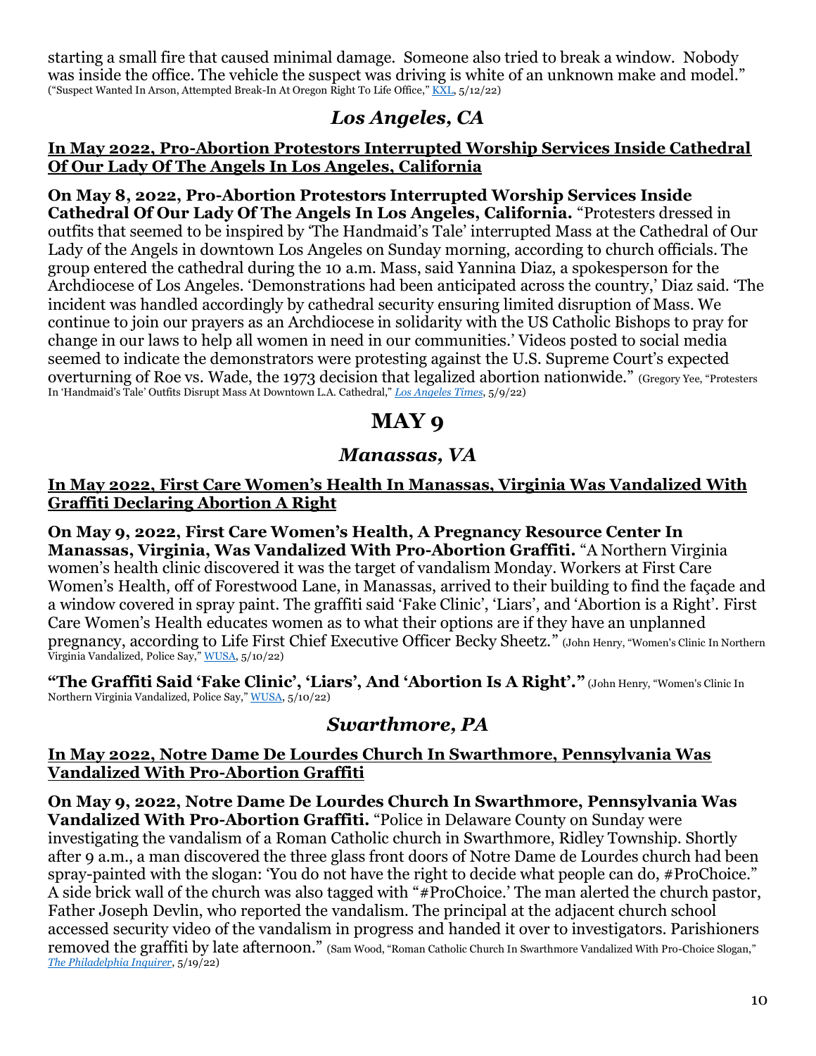starting a small fire that caused minimal damage. Someone also tried to break a window. Nobody was inside the office. The vehicle the suspect was driving is white of an unknown make and model." ("Suspect Wanted In Arson, Attempted Break-In At Oregon Right To Life Office," KXL, 5/12/22)

## *Los Angeles, CA*

### In May 2022, Pro-Abortion Protestors Interrupted Worship Services Inside Cathedral Of Our Lady Of The Angels In Los Angeles, California

**On May 8, 2022, Pro-Abortion Protestors Interrupted Worship Services Inside Cathedral Of Our Lady Of The Angels In Los Angeles, California.** "Protesters dressed in outfits that seemed to be inspired by 'The Handmaid's Tale' interrupted Mass at the Cathedral of Our Lady of the Angels in downtown Los Angeles on Sunday morning, according to church officials. The group entered the cathedral during the 10 a.m. Mass, said Yannina Diaz, a spokesperson for the Archdiocese of Los Angeles. 'Demonstrations had been anticipated across the country,' Diaz said. 'The incident was handled accordingly by cathedral security ensuring limited disruption of Mass. We continue to join our prayers as an Archdiocese in solidarity with the US Catholic Bishops to pray for change in our laws to help all women in need in our communities.' Videos posted to social media seemed to indicate the demonstrators were protesting against the U.S. Supreme Court's expected overturning of Roe vs. Wade, the 1973 decision that legalized abortion nationwide." (Gregory Yee, "Protesters In 'Handmaid's Tale' Outfits Disrupt Mass At Downtown L.A. Cathedral," *Los Angeles Times*, 5/9/22)

# MAY 9

## *Manassas, VA*

### In May 2022, First Care Women's Health In Manassas, Virginia Was Vandalized With Graffiti Declaring Abortion A Right

**On May 9, 2022, First Care Women's Health, A Pregnancy Resource Center In Manassas, Virginia, Was Vandalized With Pro-Abortion Graffiti.** "A Northern Virginia women's health clinic discovered it was the target of vandalism Monday. Workers at First Care Women's Health, off of Forestwood Lane, in Manassas, arrived to their building to find the façade and a window covered in spray paint. The graffiti said 'Fake Clinic', 'Liars', and 'Abortion is a Right'. First Care Women's Health educates women as to what their options are if they have an unplanned pregnancy, according to Life First Chief Executive Officer Becky Sheetz." (John Henry, "Women's Clinic In Northern Virginia Vandalized, Police Say," WUSA, 5/10/22)

**"The Graffiti Said 'Fake Clinic', 'Liars', And 'Abortion Is A Right'."** (John Henry, "Women's Clinic In Northern Virginia Vandalized, Police Say," WUSA, 5/10/22)

## *Swarthmore, PA*

### In May 2022, Notre Dame De Lourdes Church In Swarthmore, Pennsylvania Was Vandalized With Pro-Abortion Graffiti

**On May 9, 2022, Notre Dame De Lourdes Church In Swarthmore, Pennsylvania Was Vandalized With Pro-Abortion Graffiti.** "Police in Delaware County on Sunday were investigating the vandalism of a Roman Catholic church in Swarthmore, Ridley Township. Shortly after 9 a.m., a man discovered the three glass front doors of Notre Dame de Lourdes church had been spray-painted with the slogan: 'You do not have the right to decide what people can do, #ProChoice." A side brick wall of the church was also tagged with "#ProChoice.' The man alerted the church pastor, Father Joseph Devlin, who reported the vandalism. The principal at the adjacent church school accessed security video of the vandalism in progress and handed it over to investigators. Parishioners removed the graffiti by late afternoon." (Sam Wood, "Roman Catholic Church In Swarthmore Vandalized With Pro-Choice Slogan," *The Philadelphia Inquirer*, 5/19/22)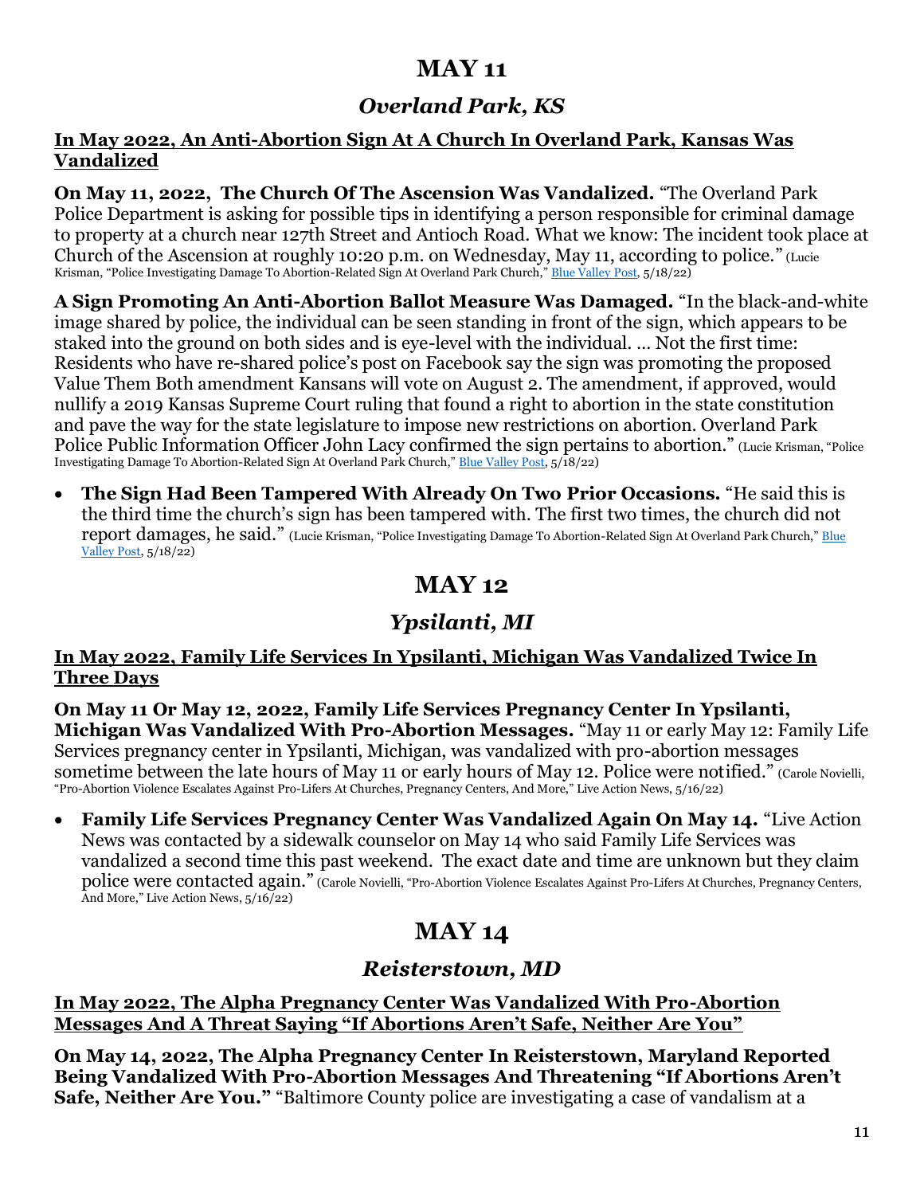# MAY 11

## *Overland Park, KS*

### In May 2022, An Anti-Abortion Sign At A Church In Overland Park, Kansas Was Vandalized

**On May 11, 2022, The Church Of The Ascension Was Vandalized.** "The Overland Park Police Department is asking for possible tips in identifying a person responsible for criminal damage to property at a church near 127th Street and Antioch Road. What we know: The incident took place at Church of the Ascension at roughly 10:20 p.m. on Wednesday, May 11, according to police." (Lucie Krisman, "Police Investigating Damage To Abortion-Related Sign At Overland Park Church," Blue Valley Post, 5/18/22)

**A Sign Promoting An Anti-Abortion Ballot Measure Was Damaged.** "In the black-and-white image shared by police, the individual can be seen standing in front of the sign, which appears to be staked into the ground on both sides and is eye-level with the individual. … Not the first time: Residents who have re-shared police's post on Facebook say the sign was promoting the proposed Value Them Both amendment Kansans will vote on August 2. The amendment, if approved, would nullify a 2019 Kansas Supreme Court ruling that found a right to abortion in the state constitution and pave the way for the state legislature to impose new restrictions on abortion. Overland Park Police Public Information Officer John Lacy confirmed the sign pertains to abortion." (Lucie Krisman, "Police Investigating Damage To Abortion-Related Sign At Overland Park Church," Blue Valley Post, 5/18/22)

- **The Sign Had Been Tampered With Already On Two Prior Occasions.** "He said this is the third time the church's sign has been tampered with. The first two times, the church did not report damages, he said." (Lucie Krisman, "Police Investigating Damage To Abortion-Related Sign At Overland Park Church," Blue Valley Post, 5/18/22)

# MAY 12

## *Ypsilanti, MI*

### In May 2022, Family Life Services In Ypsilanti, Michigan Was Vandalized Twice In Three Days

**On May 11 Or May 12, 2022, Family Life Services Pregnancy Center In Ypsilanti, Michigan Was Vandalized With Pro-Abortion Messages.** "May 11 or early May 12: Family Life Services pregnancy center in Ypsilanti, Michigan, was vandalized with pro-abortion messages sometime between the late hours of May 11 or early hours of May 12. Police were notified." (Carole Novielli, "Pro-Abortion Violence Escalates Against Pro-Lifers At Churches, Pregnancy Centers, And More," Live Action News, 5/16/22)

- **Family Life Services Pregnancy Center Was Vandalized Again On May 14.** "Live Action News was contacted by a sidewalk counselor on May 14 who said Family Life Services was vandalized a second time this past weekend. The exact date and time are unknown but they claim police were contacted again." (Carole Novielli, "Pro-Abortion Violence Escalates Against Pro-Lifers At Churches, Pregnancy Centers, And More," Live Action News, 5/16/22)

# MAY 14

## *Reisterstown, MD*

### In May 2022, The Alpha Pregnancy Center Was Vandalized With Pro-Abortion Messages And A Threat Saying "If Abortions Aren't Safe, Neither Are You"

**On May 14, 2022, The Alpha Pregnancy Center In Reisterstown, Maryland Reported Being Vandalized With Pro-Abortion Messages And Threatening "If Abortions Aren't Safe, Neither Are You."** "Baltimore County police are investigating a case of vandalism at a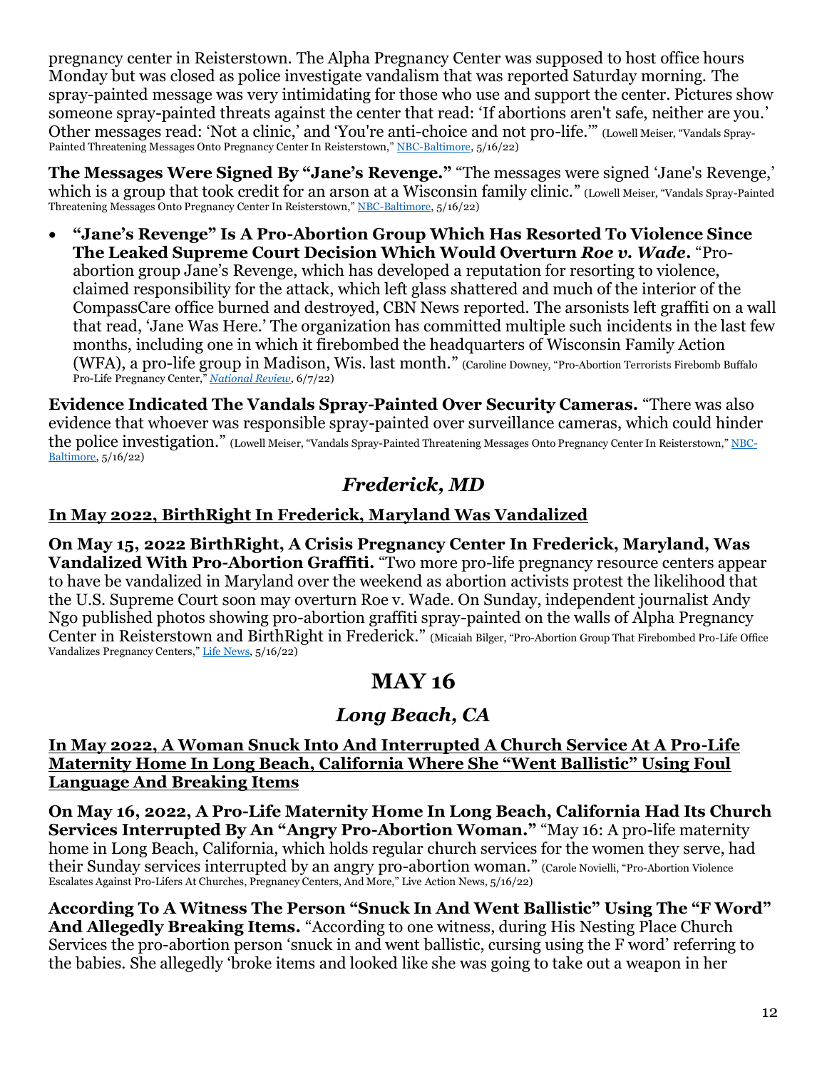pregnancy center in Reisterstown. The Alpha Pregnancy Center was supposed to host office hours Monday but was closed as police investigate vandalism that was reported Saturday morning. The spray-painted message was very intimidating for those who use and support the center. Pictures show someone spray-painted threats against the center that read: 'If abortions aren't safe, neither are you.' Other messages read: 'Not a clinic,' and 'You're anti-choice and not pro-life.'" (Lowell Meiser, "Vandals Spray-Painted Threatening Messages Onto Pregnancy Center In Reisterstown," NBC-Baltimore, 5/16/22)

**The Messages Were Signed By "Jane's Revenge."** "The messages were signed 'Jane's Revenge,' which is a group that took credit for an arson at a Wisconsin family clinic." (Lowell Meiser, "Vandals Spray-Painted Threatening Messages Onto Pregnancy Center In Reisterstown," NBC-Baltimore, 5/16/22)

- **"Jane's Revenge" Is A Pro-Abortion Group Which Has Resorted To Violence Since The Leaked Supreme Court Decision Which Would Overturn *Roe v. Wade*.** "Pro-abortion group Jane's Revenge, which has developed a reputation for resorting to violence, claimed responsibility for the attack, which left glass shattered and much of the interior of the CompassCare office burned and destroyed, CBN News reported. The arsonists left graffiti on a wall that read, 'Jane Was Here.' The organization has committed multiple such incidents in the last few months, including one in which it firebombed the headquarters of Wisconsin Family Action (WFA), a pro-life group in Madison, Wis. last month." (Caroline Downey, "Pro-Abortion Terrorists Firebomb Buffalo Pro-Life Pregnancy Center," *National Review*, 6/7/22)

**Evidence Indicated The Vandals Spray-Painted Over Security Cameras.** "There was also evidence that whoever was responsible spray-painted over surveillance cameras, which could hinder the police investigation." (Lowell Meiser, "Vandals Spray-Painted Threatening Messages Onto Pregnancy Center In Reisterstown," NBC-Baltimore, 5/16/22)

### *Frederick, MD*

**<u>In May 2022, BirthRight In Frederick, Maryland Was Vandalized</u>**

**On May 15, 2022 BirthRight, A Crisis Pregnancy Center In Frederick, Maryland, Was Vandalized With Pro-Abortion Graffiti.** "Two more pro-life pregnancy resource centers appear to have be vandalized in Maryland over the weekend as abortion activists protest the likelihood that the U.S. Supreme Court soon may overturn Roe v. Wade. On Sunday, independent journalist Andy Ngo published photos showing pro-abortion graffiti spray-painted on the walls of Alpha Pregnancy Center in Reisterstown and BirthRight in Frederick." (Micaiah Bilger, "Pro-Abortion Group That Firebombed Pro-Life Office Vandalizes Pregnancy Centers," Life News, 5/16/22)

## MAY 16

### *Long Beach, CA*

**<u>In May 2022, A Woman Snuck Into And Interrupted A Church Service At A Pro-Life Maternity Home In Long Beach, California Where She "Went Ballistic" Using Foul Language And Breaking Items</u>**

**On May 16, 2022, A Pro-Life Maternity Home In Long Beach, California Had Its Church Services Interrupted By An "Angry Pro-Abortion Woman."** "May 16: A pro-life maternity home in Long Beach, California, which holds regular church services for the women they serve, had their Sunday services interrupted by an angry pro-abortion woman." (Carole Novielli, "Pro-Abortion Violence Escalates Against Pro-Lifers At Churches, Pregnancy Centers, And More," Live Action News, 5/16/22)

**According To A Witness The Person "Snuck In And Went Ballistic" Using The "F Word" And Allegedly Breaking Items.** "According to one witness, during His Nesting Place Church Services the pro-abortion person 'snuck in and went ballistic, cursing using the F word' referring to the babies. She allegedly 'broke items and looked like she was going to take out a weapon in her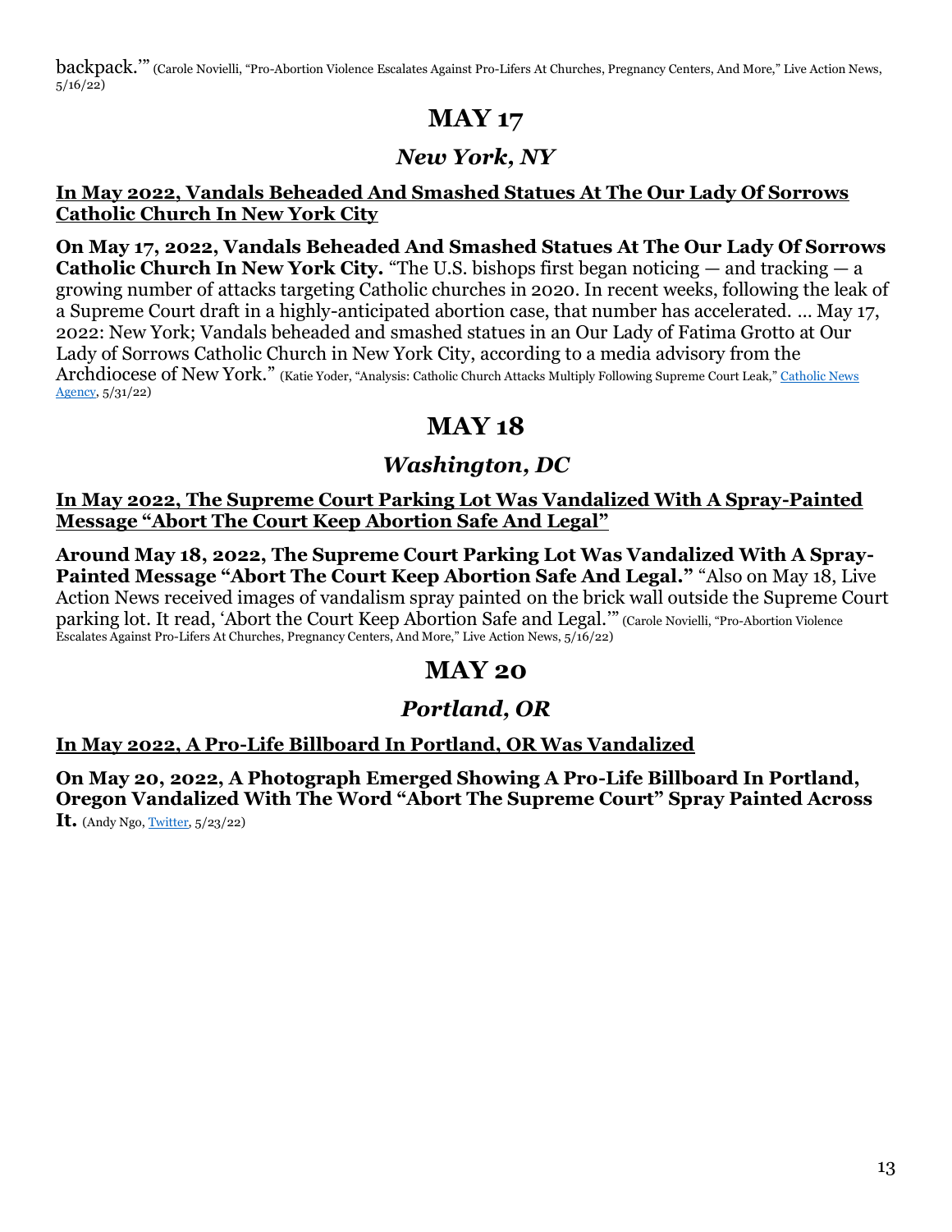backpack.'" (Carole Novielli, "Pro-Abortion Violence Escalates Against Pro-Lifers At Churches, Pregnancy Centers, And More," Live Action News, 5/16/22)

# MAY 17

## *New York, NY*

**In May 2022, Vandals Beheaded And Smashed Statues At The Our Lady Of Sorrows Catholic Church In New York City**

**On May 17, 2022, Vandals Beheaded And Smashed Statues At The Our Lady Of Sorrows Catholic Church In New York City.** "The U.S. bishops first began noticing — and tracking — a growing number of attacks targeting Catholic churches in 2020. In recent weeks, following the leak of a Supreme Court draft in a highly-anticipated abortion case, that number has accelerated. … May 17, 2022: New York; Vandals beheaded and smashed statues in an Our Lady of Fatima Grotto at Our Lady of Sorrows Catholic Church in New York City, according to a media advisory from the Archdiocese of New York." (Katie Yoder, "Analysis: Catholic Church Attacks Multiply Following Supreme Court Leak," Catholic News Agency, 5/31/22)

# MAY 18

## *Washington, DC*

**In May 2022, The Supreme Court Parking Lot Was Vandalized With A Spray-Painted Message "Abort The Court Keep Abortion Safe And Legal"**

**Around May 18, 2022, The Supreme Court Parking Lot Was Vandalized With A Spray-Painted Message "Abort The Court Keep Abortion Safe And Legal."** "Also on May 18, Live Action News received images of vandalism spray painted on the brick wall outside the Supreme Court parking lot. It read, 'Abort the Court Keep Abortion Safe and Legal.'" (Carole Novielli, "Pro-Abortion Violence Escalates Against Pro-Lifers At Churches, Pregnancy Centers, And More," Live Action News, 5/16/22)

# MAY 20

## *Portland, OR*

**In May 2022, A Pro-Life Billboard In Portland, OR Was Vandalized**

**On May 20, 2022, A Photograph Emerged Showing A Pro-Life Billboard In Portland, Oregon Vandalized With The Word "Abort The Supreme Court" Spray Painted Across It.** (Andy Ngo, Twitter, 5/23/22)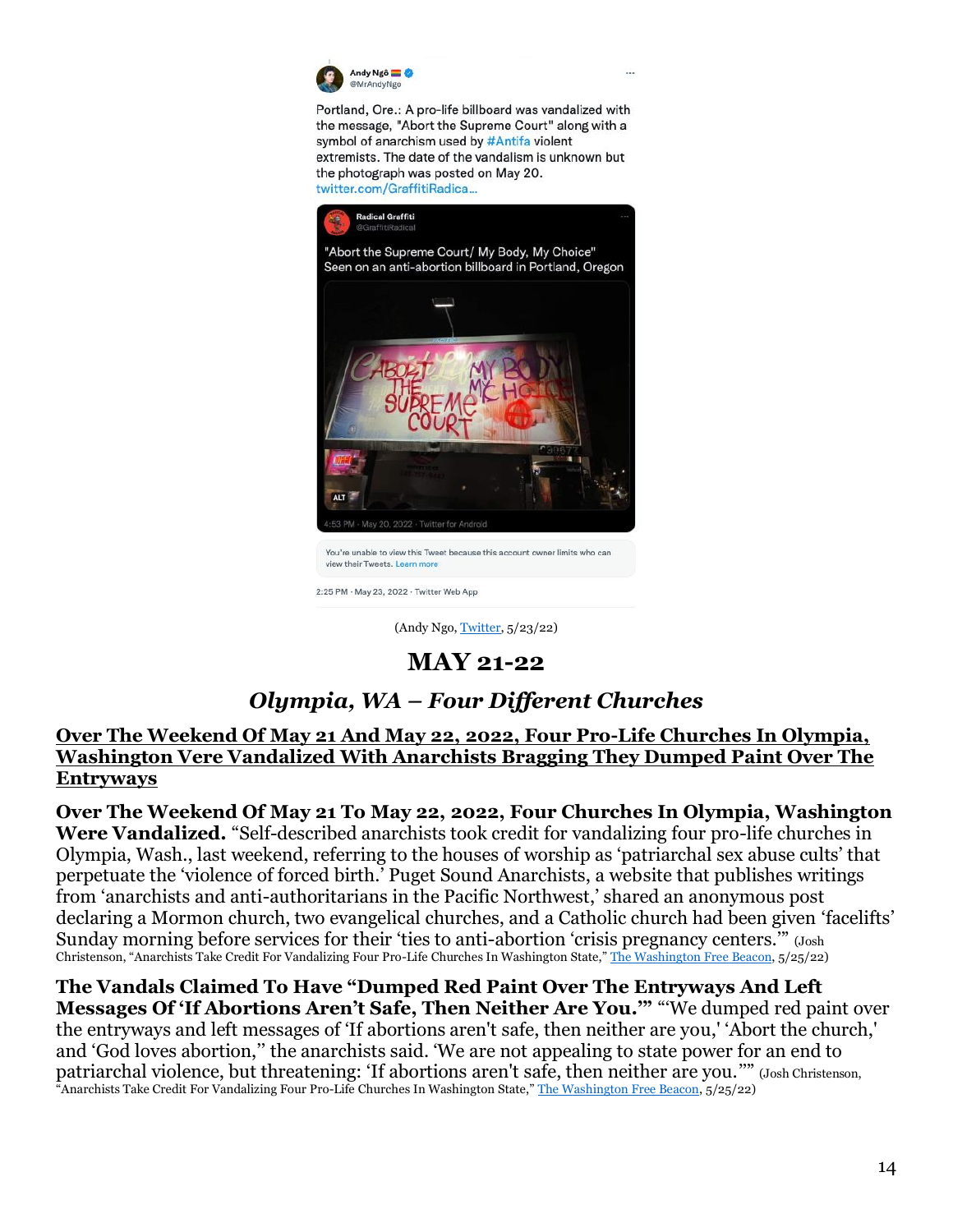Andy Ngô 
@MrAndyNgo

Portland, Ore.: A pro-life billboard was vandalized with the message, "Abort the Supreme Court" along with a symbol of anarchism used by #Antifa violent extremists. The date of the vandalism is unknown but the photograph was posted on May 20. twitter.com/GraffitiRadica...

Radical Graffiti
@GraffitiRadical

"Abort the Supreme Court/ My Body, My Choice"
Seen on an anti-abortion billboard in Portland, Oregon

4:53 PM · May 20, 2022 · Twitter for Android

You're unable to view this Tweet because this account owner limits who can view their Tweets. Learn more

2:25 PM · May 23, 2022 · Twitter Web App

(Andy Ngo, [Twitter](), 5/23/22)

# MAY 21-22

## *Olympia, WA – Four Different Churches*

**Over The Weekend Of May 21 And May 22, 2022, Four Pro-Life Churches In Olympia, Washington Vere Vandalized With Anarchists Bragging They Dumped Paint Over The Entryways**

**Over The Weekend Of May 21 To May 22, 2022, Four Churches In Olympia, Washington Were Vandalized.** "Self-described anarchists took credit for vandalizing four pro-life churches in Olympia, Wash., last weekend, referring to the houses of worship as 'patriarchal sex abuse cults' that perpetuate the 'violence of forced birth.' Puget Sound Anarchists, a website that publishes writings from 'anarchists and anti-authoritarians in the Pacific Northwest,' shared an anonymous post declaring a Mormon church, two evangelical churches, and a Catholic church had been given 'facelifts' Sunday morning before services for their 'ties to anti-abortion 'crisis pregnancy centers.'" (Josh Christenson, "Anarchists Take Credit For Vandalizing Four Pro-Life Churches In Washington State," [The Washington Free Beacon](), 5/25/22)

**The Vandals Claimed To Have "Dumped Red Paint Over The Entryways And Left Messages Of 'If Abortions Aren't Safe, Then Neither Are You.'"** "'We dumped red paint over the entryways and left messages of 'If abortions aren't safe, then neither are you,' 'Abort the church,' and 'God loves abortion," the anarchists said. 'We are not appealing to state power for an end to patriarchal violence, but threatening: 'If abortions aren't safe, then neither are you.''" (Josh Christenson, "Anarchists Take Credit For Vandalizing Four Pro-Life Churches In Washington State," [The Washington Free Beacon](), 5/25/22)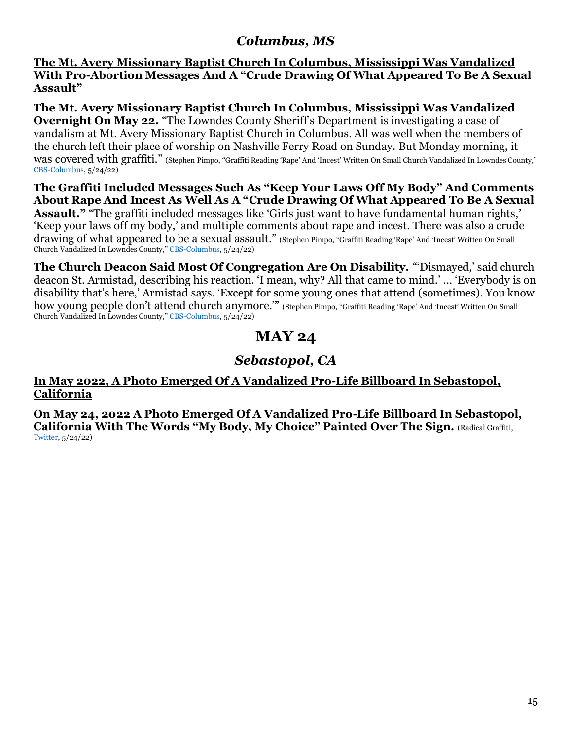## *Columbus, MS*

**The Mt. Avery Missionary Baptist Church In Columbus, Mississippi Was Vandalized With Pro-Abortion Messages And A "Crude Drawing Of What Appeared To Be A Sexual Assault"**

**The Mt. Avery Missionary Baptist Church In Columbus, Mississippi Was Vandalized Overnight On May 22.** "The Lowndes County Sheriff's Department is investigating a case of vandalism at Mt. Avery Missionary Baptist Church in Columbus. All was well when the members of the church left their place of worship on Nashville Ferry Road on Sunday. But Monday morning, it was covered with graffiti." (Stephen Pimpo, "Graffiti Reading 'Rape' And 'Incest' Written On Small Church Vandalized In Lowndes County," CBS-Columbus, 5/24/22)

**The Graffiti Included Messages Such As "Keep Your Laws Off My Body" And Comments About Rape And Incest As Well As A "Crude Drawing Of What Appeared To Be A Sexual Assault."** "The graffiti included messages like 'Girls just want to have fundamental human rights,' 'Keep your laws off my body,' and multiple comments about rape and incest. There was also a crude drawing of what appeared to be a sexual assault." (Stephen Pimpo, "Graffiti Reading 'Rape' And 'Incest' Written On Small Church Vandalized In Lowndes County," CBS-Columbus, 5/24/22)

**The Church Deacon Said Most Of Congregation Are On Disability.** "'Dismayed,' said church deacon St. Armistad, describing his reaction. 'I mean, why? All that came to mind.' … 'Everybody is on disability that's here,' Armistad says. 'Except for some young ones that attend (sometimes). You know how young people don't attend church anymore.'" (Stephen Pimpo, "Graffiti Reading 'Rape' And 'Incest' Written On Small Church Vandalized In Lowndes County," CBS-Columbus, 5/24/22)

# MAY 24

## *Sebastopol, CA*

**In May 2022, A Photo Emerged Of A Vandalized Pro-Life Billboard In Sebastopol, California**

**On May 24, 2022 A Photo Emerged Of A Vandalized Pro-Life Billboard In Sebastopol, California With The Words "My Body, My Choice" Painted Over The Sign.** (Radical Graffiti, Twitter, 5/24/22)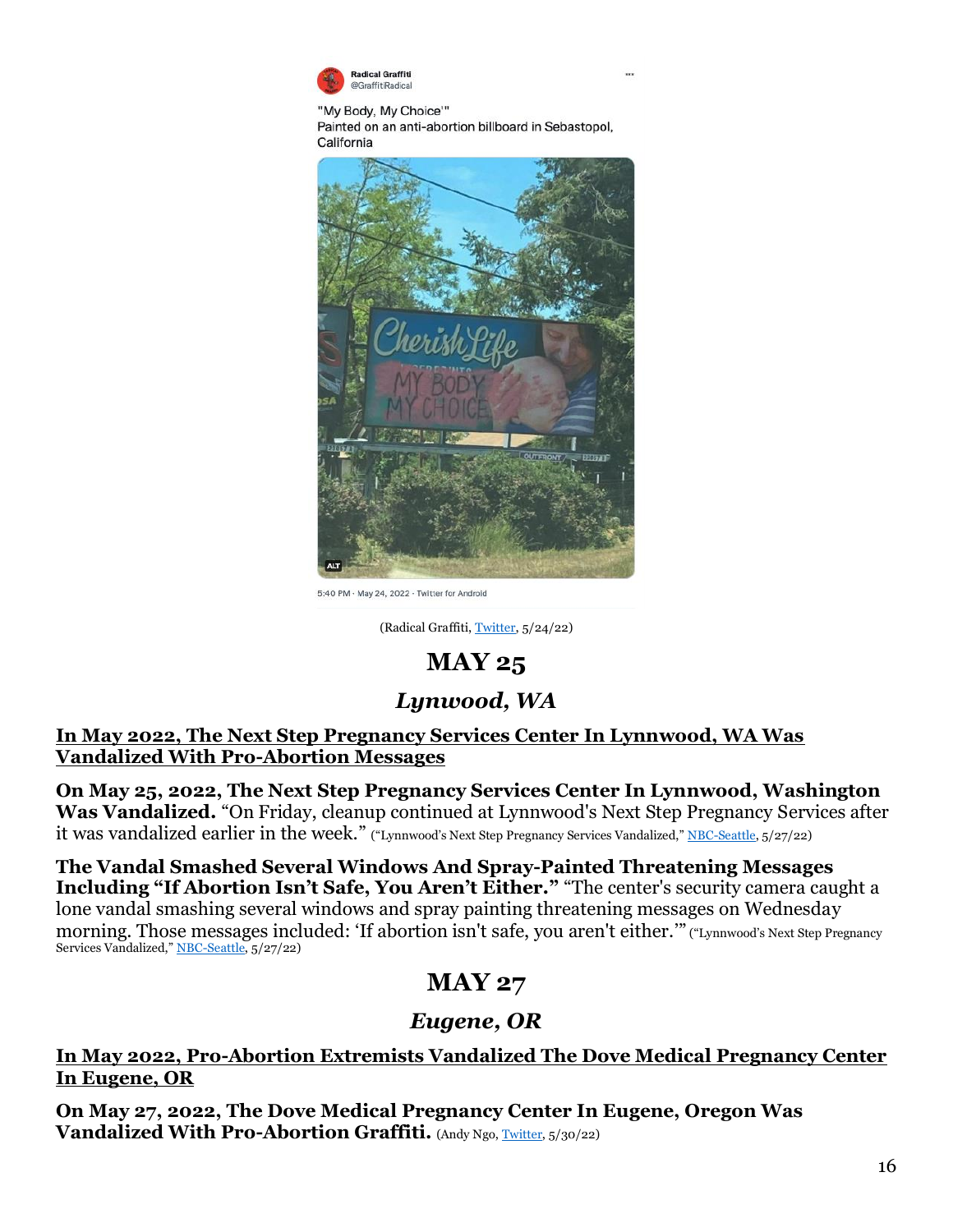Radical Graffiti
@GraffitiRadical

"My Body, My Choice'"
Painted on an anti-abortion billboard in Sebastopol, California

5:40 PM · May 24, 2022 · Twitter for Android

(Radical Graffiti, Twitter, 5/24/22)

# MAY 25

## *Lynwood, WA*

**In May 2022, The Next Step Pregnancy Services Center In Lynnwood, WA Was Vandalized With Pro-Abortion Messages**

**On May 25, 2022, The Next Step Pregnancy Services Center In Lynnwood, Washington Was Vandalized.** "On Friday, cleanup continued at Lynnwood's Next Step Pregnancy Services after it was vandalized earlier in the week." ("Lynnwood's Next Step Pregnancy Services Vandalized," NBC-Seattle, 5/27/22)

**The Vandal Smashed Several Windows And Spray-Painted Threatening Messages Including "If Abortion Isn't Safe, You Aren't Either."** "The center's security camera caught a lone vandal smashing several windows and spray painting threatening messages on Wednesday morning. Those messages included: 'If abortion isn't safe, you aren't either.'" ("Lynnwood's Next Step Pregnancy Services Vandalized," NBC-Seattle, 5/27/22)

# MAY 27

## *Eugene, OR*

**In May 2022, Pro-Abortion Extremists Vandalized The Dove Medical Pregnancy Center In Eugene, OR**

**On May 27, 2022, The Dove Medical Pregnancy Center In Eugene, Oregon Was Vandalized With Pro-Abortion Graffiti.** (Andy Ngo, Twitter, 5/30/22)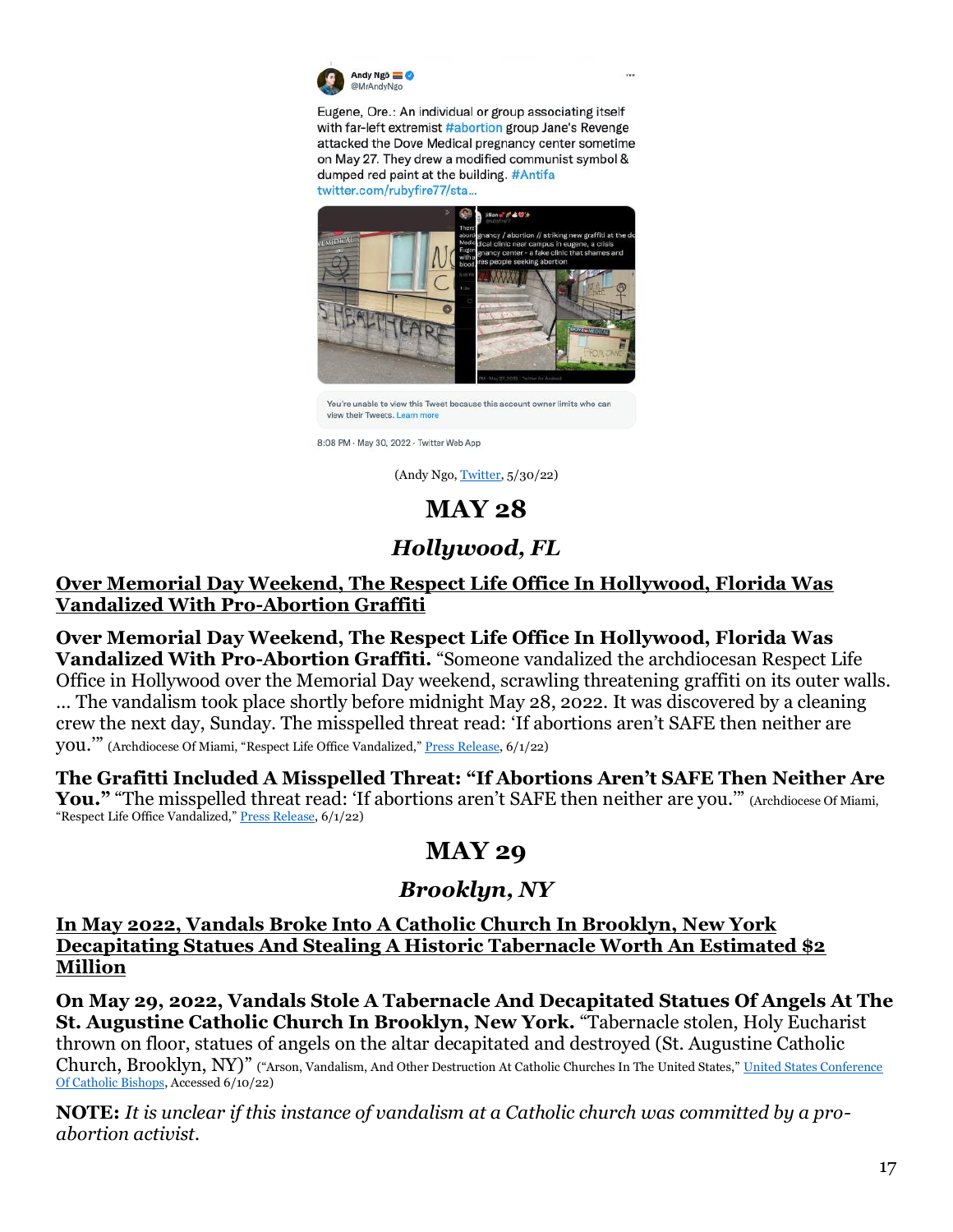Andy Ngô 🏳️‍🌈 ✔
@MrAndyNgo

Eugene, Ore.: An individual or group associating itself with far-left extremist #abortion group Jane's Revenge attacked the Dove Medical pregnancy center sometime on May 27. They drew a modified communist symbol & dumped red paint at the building. #Antifa twitter.com/rubyfire77/sta...

You're unable to view this Tweet because this account owner limits who can view their Tweets. Learn more

8:08 PM · May 30, 2022 · Twitter Web App

(Andy Ngo, Twitter, 5/30/22)

# MAY 28

## *Hollywood, FL*

### Over Memorial Day Weekend, The Respect Life Office In Hollywood, Florida Was Vandalized With Pro-Abortion Graffiti

**Over Memorial Day Weekend, The Respect Life Office In Hollywood, Florida Was Vandalized With Pro-Abortion Graffiti.** "Someone vandalized the archdiocesan Respect Life Office in Hollywood over the Memorial Day weekend, scrawling threatening graffiti on its outer walls. … The vandalism took place shortly before midnight May 28, 2022. It was discovered by a cleaning crew the next day, Sunday. The misspelled threat read: 'If abortions aren't SAFE then neither are you.'" (Archdiocese Of Miami, "Respect Life Office Vandalized," Press Release, 6/1/22)

**The Grafitti Included A Misspelled Threat: "If Abortions Aren't SAFE Then Neither Are You."** "The misspelled threat read: 'If abortions aren't SAFE then neither are you.'" (Archdiocese Of Miami, "Respect Life Office Vandalized," Press Release, 6/1/22)

# MAY 29

## *Brooklyn, NY*

### In May 2022, Vandals Broke Into A Catholic Church In Brooklyn, New York Decapitating Statues And Stealing A Historic Tabernacle Worth An Estimated $2 Million

**On May 29, 2022, Vandals Stole A Tabernacle And Decapitated Statues Of Angels At The St. Augustine Catholic Church In Brooklyn, New York.** "Tabernacle stolen, Holy Eucharist thrown on floor, statues of angels on the altar decapitated and destroyed (St. Augustine Catholic Church, Brooklyn, NY)" ("Arson, Vandalism, And Other Destruction At Catholic Churches In The United States," United States Conference Of Catholic Bishops, Accessed 6/10/22)

**NOTE:** *It is unclear if this instance of vandalism at a Catholic church was committed by a pro-abortion activist.*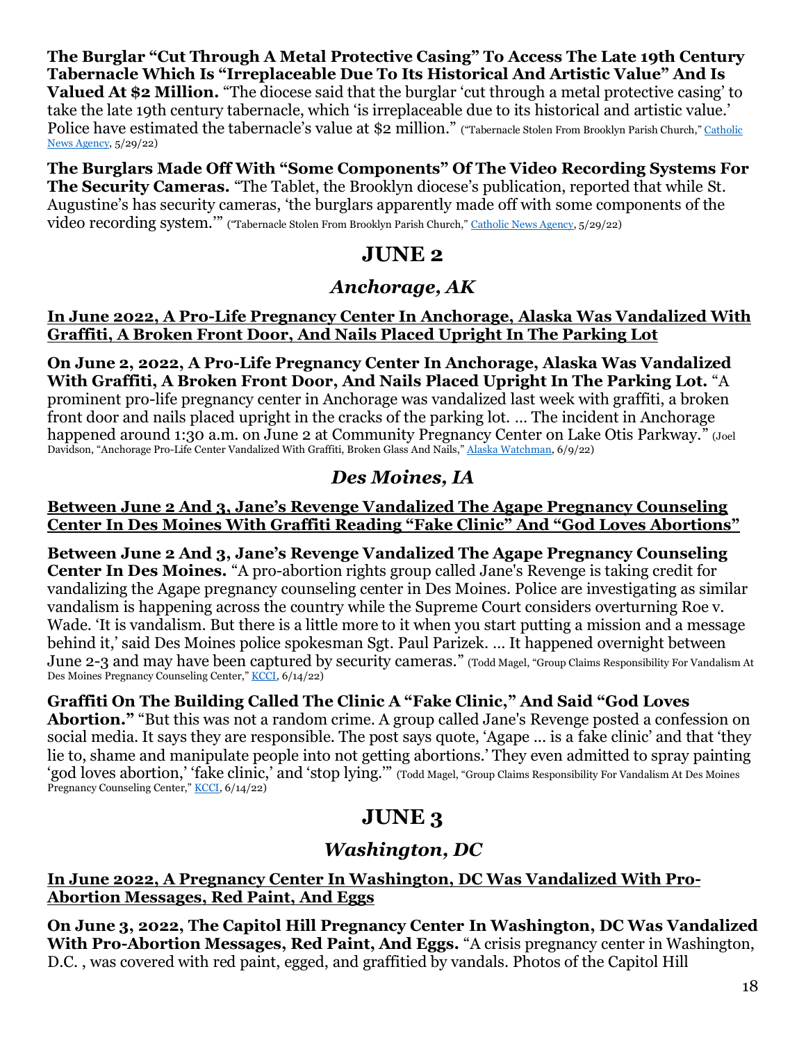**The Burglar "Cut Through A Metal Protective Casing" To Access The Late 19th Century Tabernacle Which Is "Irreplaceable Due To Its Historical And Artistic Value" And Is Valued At $2 Million.** "The diocese said that the burglar 'cut through a metal protective casing' to take the late 19th century tabernacle, which 'is irreplaceable due to its historical and artistic value.' Police have estimated the tabernacle's value at $2 million." ("Tabernacle Stolen From Brooklyn Parish Church," Catholic News Agency, 5/29/22)

**The Burglars Made Off With "Some Components" Of The Video Recording Systems For The Security Cameras.** "The Tablet, the Brooklyn diocese's publication, reported that while St. Augustine's has security cameras, 'the burglars apparently made off with some components of the video recording system.'" ("Tabernacle Stolen From Brooklyn Parish Church," Catholic News Agency, 5/29/22)

# JUNE 2

## *Anchorage, AK*

### In June 2022, A Pro-Life Pregnancy Center In Anchorage, Alaska Was Vandalized With Graffiti, A Broken Front Door, And Nails Placed Upright In The Parking Lot

**On June 2, 2022, A Pro-Life Pregnancy Center In Anchorage, Alaska Was Vandalized With Graffiti, A Broken Front Door, And Nails Placed Upright In The Parking Lot.** "A prominent pro-life pregnancy center in Anchorage was vandalized last week with graffiti, a broken front door and nails placed upright in the cracks of the parking lot. … The incident in Anchorage happened around 1:30 a.m. on June 2 at Community Pregnancy Center on Lake Otis Parkway." (Joel Davidson, "Anchorage Pro-Life Center Vandalized With Graffiti, Broken Glass And Nails," Alaska Watchman, 6/9/22)

## *Des Moines, IA*

### Between June 2 And 3, Jane's Revenge Vandalized The Agape Pregnancy Counseling Center In Des Moines With Graffiti Reading "Fake Clinic" And "God Loves Abortions"

**Between June 2 And 3, Jane's Revenge Vandalized The Agape Pregnancy Counseling Center In Des Moines.** "A pro-abortion rights group called Jane's Revenge is taking credit for vandalizing the Agape pregnancy counseling center in Des Moines. Police are investigating as similar vandalism is happening across the country while the Supreme Court considers overturning Roe v. Wade. 'It is vandalism. But there is a little more to it when you start putting a mission and a message behind it,' said Des Moines police spokesman Sgt. Paul Parizek. … It happened overnight between June 2-3 and may have been captured by security cameras." (Todd Magel, "Group Claims Responsibility For Vandalism At Des Moines Pregnancy Counseling Center," KCCI, 6/14/22)

**Graffiti On The Building Called The Clinic A "Fake Clinic," And Said "God Loves Abortion."** "But this was not a random crime. A group called Jane's Revenge posted a confession on social media. It says they are responsible. The post says quote, 'Agape ... is a fake clinic' and that 'they lie to, shame and manipulate people into not getting abortions.' They even admitted to spray painting 'god loves abortion,' 'fake clinic,' and 'stop lying.'" (Todd Magel, "Group Claims Responsibility For Vandalism At Des Moines Pregnancy Counseling Center," KCCI, 6/14/22)

# JUNE 3

## *Washington, DC*

### In June 2022, A Pregnancy Center In Washington, DC Was Vandalized With Pro-Abortion Messages, Red Paint, And Eggs

**On June 3, 2022, The Capitol Hill Pregnancy Center In Washington, DC Was Vandalized With Pro-Abortion Messages, Red Paint, And Eggs.** "A crisis pregnancy center in Washington, D.C. , was covered with red paint, egged, and graffitied by vandals. Photos of the Capitol Hill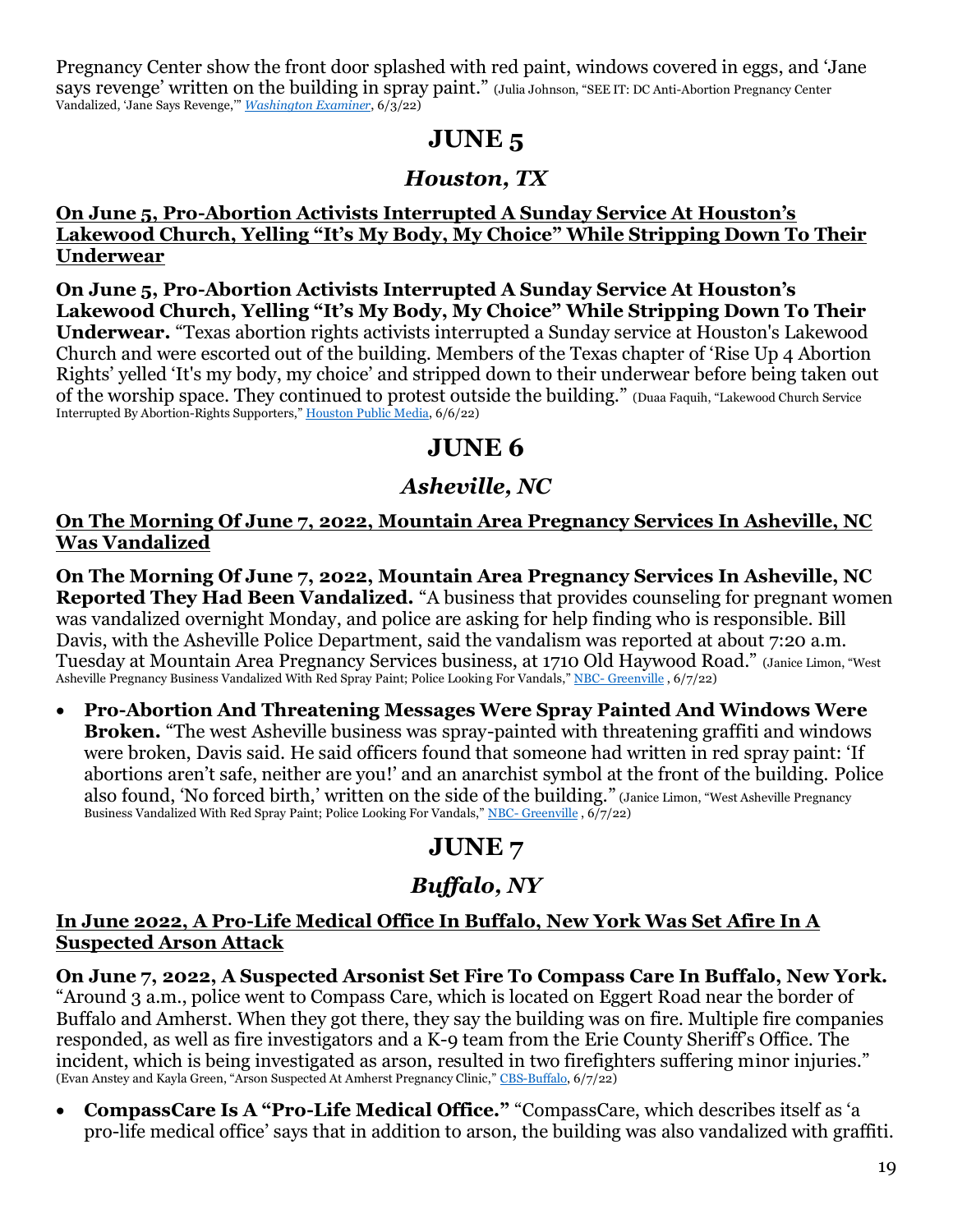Pregnancy Center show the front door splashed with red paint, windows covered in eggs, and 'Jane says revenge' written on the building in spray paint." (Julia Johnson, "SEE IT: DC Anti-Abortion Pregnancy Center Vandalized, 'Jane Says Revenge,'" *Washington Examiner*, 6/3/22)

# JUNE 5

## *Houston, TX*

**On June 5, Pro-Abortion Activists Interrupted A Sunday Service At Houston's Lakewood Church, Yelling "It's My Body, My Choice" While Stripping Down To Their Underwear**

**On June 5, Pro-Abortion Activists Interrupted A Sunday Service At Houston's Lakewood Church, Yelling "It's My Body, My Choice" While Stripping Down To Their Underwear.** "Texas abortion rights activists interrupted a Sunday service at Houston's Lakewood Church and were escorted out of the building. Members of the Texas chapter of 'Rise Up 4 Abortion Rights' yelled 'It's my body, my choice' and stripped down to their underwear before being taken out of the worship space. They continued to protest outside the building." (Duaa Faquih, "Lakewood Church Service Interrupted By Abortion-Rights Supporters," Houston Public Media, 6/6/22)

# JUNE 6

## *Asheville, NC*

**On The Morning Of June 7, 2022, Mountain Area Pregnancy Services In Asheville, NC Was Vandalized**

**On The Morning Of June 7, 2022, Mountain Area Pregnancy Services In Asheville, NC Reported They Had Been Vandalized.** "A business that provides counseling for pregnant women was vandalized overnight Monday, and police are asking for help finding who is responsible. Bill Davis, with the Asheville Police Department, said the vandalism was reported at about 7:20 a.m. Tuesday at Mountain Area Pregnancy Services business, at 1710 Old Haywood Road." (Janice Limon, "West Asheville Pregnancy Business Vandalized With Red Spray Paint; Police Looking For Vandals," NBC- Greenville , 6/7/22)

- **Pro-Abortion And Threatening Messages Were Spray Painted And Windows Were Broken.** "The west Asheville business was spray-painted with threatening graffiti and windows were broken, Davis said. He said officers found that someone had written in red spray paint: 'If abortions aren't safe, neither are you!' and an anarchist symbol at the front of the building. Police also found, 'No forced birth,' written on the side of the building." (Janice Limon, "West Asheville Pregnancy Business Vandalized With Red Spray Paint; Police Looking For Vandals," NBC- Greenville , 6/7/22)

# JUNE 7

## *Buffalo, NY*

**In June 2022, A Pro-Life Medical Office In Buffalo, New York Was Set Afire In A Suspected Arson Attack**

**On June 7, 2022, A Suspected Arsonist Set Fire To Compass Care In Buffalo, New York.** "Around 3 a.m., police went to Compass Care, which is located on Eggert Road near the border of Buffalo and Amherst. When they got there, they say the building was on fire. Multiple fire companies responded, as well as fire investigators and a K-9 team from the Erie County Sheriff's Office. The incident, which is being investigated as arson, resulted in two firefighters suffering minor injuries." (Evan Anstey and Kayla Green, "Arson Suspected At Amherst Pregnancy Clinic," CBS-Buffalo, 6/7/22)

- **CompassCare Is A "Pro-Life Medical Office."** "CompassCare, which describes itself as 'a pro-life medical office' says that in addition to arson, the building was also vandalized with graffiti.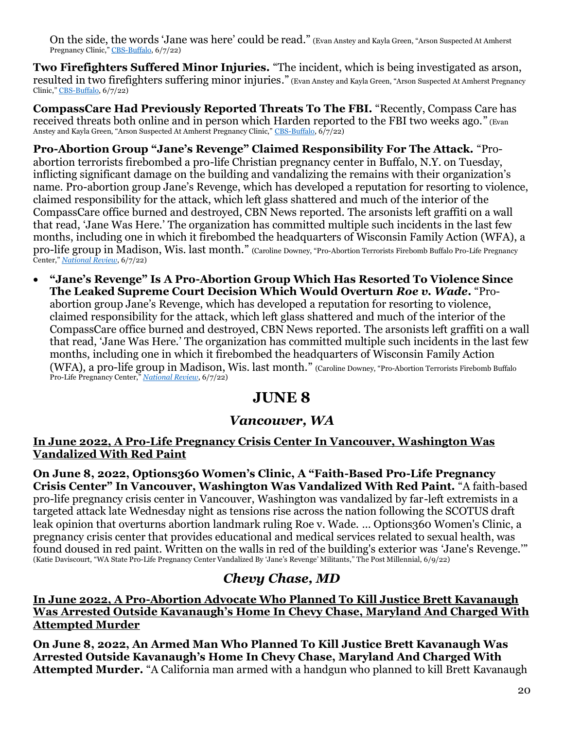On the side, the words 'Jane was here' could be read." (Evan Anstey and Kayla Green, "Arson Suspected At Amherst Pregnancy Clinic," CBS-Buffalo, 6/7/22)

**Two Firefighters Suffered Minor Injuries.** "The incident, which is being investigated as arson, resulted in two firefighters suffering minor injuries." (Evan Anstey and Kayla Green, "Arson Suspected At Amherst Pregnancy Clinic," CBS-Buffalo, 6/7/22)

**CompassCare Had Previously Reported Threats To The FBI.** "Recently, Compass Care has received threats both online and in person which Harden reported to the FBI two weeks ago." (Evan Anstey and Kayla Green, "Arson Suspected At Amherst Pregnancy Clinic," CBS-Buffalo, 6/7/22)

**Pro-Abortion Group "Jane's Revenge" Claimed Responsibility For The Attack.** "Pro-abortion terrorists firebombed a pro-life Christian pregnancy center in Buffalo, N.Y. on Tuesday, inflicting significant damage on the building and vandalizing the remains with their organization's name. Pro-abortion group Jane's Revenge, which has developed a reputation for resorting to violence, claimed responsibility for the attack, which left glass shattered and much of the interior of the CompassCare office burned and destroyed, CBN News reported. The arsonists left graffiti on a wall that read, 'Jane Was Here.' The organization has committed multiple such incidents in the last few months, including one in which it firebombed the headquarters of Wisconsin Family Action (WFA), a pro-life group in Madison, Wis. last month." (Caroline Downey, "Pro-Abortion Terrorists Firebomb Buffalo Pro-Life Pregnancy Center," *National Review*, 6/7/22)

- **"Jane's Revenge" Is A Pro-Abortion Group Which Has Resorted To Violence Since The Leaked Supreme Court Decision Which Would Overturn *Roe v. Wade*.** "Pro-abortion group Jane's Revenge, which has developed a reputation for resorting to violence, claimed responsibility for the attack, which left glass shattered and much of the interior of the CompassCare office burned and destroyed, CBN News reported. The arsonists left graffiti on a wall that read, 'Jane Was Here.' The organization has committed multiple such incidents in the last few months, including one in which it firebombed the headquarters of Wisconsin Family Action (WFA), a pro-life group in Madison, Wis. last month." (Caroline Downey, "Pro-Abortion Terrorists Firebomb Buffalo Pro-Life Pregnancy Center," *National Review*, 6/7/22)

# JUNE 8

## *Vancouver, WA*

**In June 2022, A Pro-Life Pregnancy Crisis Center In Vancouver, Washington Was Vandalized With Red Paint**

**On June 8, 2022, Options360 Women's Clinic, A "Faith-Based Pro-Life Pregnancy Crisis Center" In Vancouver, Washington Was Vandalized With Red Paint.** "A faith-based pro-life pregnancy crisis center in Vancouver, Washington was vandalized by far-left extremists in a targeted attack late Wednesday night as tensions rise across the nation following the SCOTUS draft leak opinion that overturns abortion landmark ruling Roe v. Wade. … Options360 Women's Clinic, a pregnancy crisis center that provides educational and medical services related to sexual health, was found doused in red paint. Written on the walls in red of the building's exterior was 'Jane's Revenge.'" (Katie Daviscourt, "WA State Pro-Life Pregnancy Center Vandalized By 'Jane's Revenge' Militants," The Post Millennial, 6/9/22)

## *Chevy Chase, MD*

**In June 2022, A Pro-Abortion Advocate Who Planned To Kill Justice Brett Kavanaugh Was Arrested Outside Kavanaugh's Home In Chevy Chase, Maryland And Charged With Attempted Murder**

**On June 8, 2022, An Armed Man Who Planned To Kill Justice Brett Kavanaugh Was Arrested Outside Kavanaugh's Home In Chevy Chase, Maryland And Charged With Attempted Murder.** "A California man armed with a handgun who planned to kill Brett Kavanaugh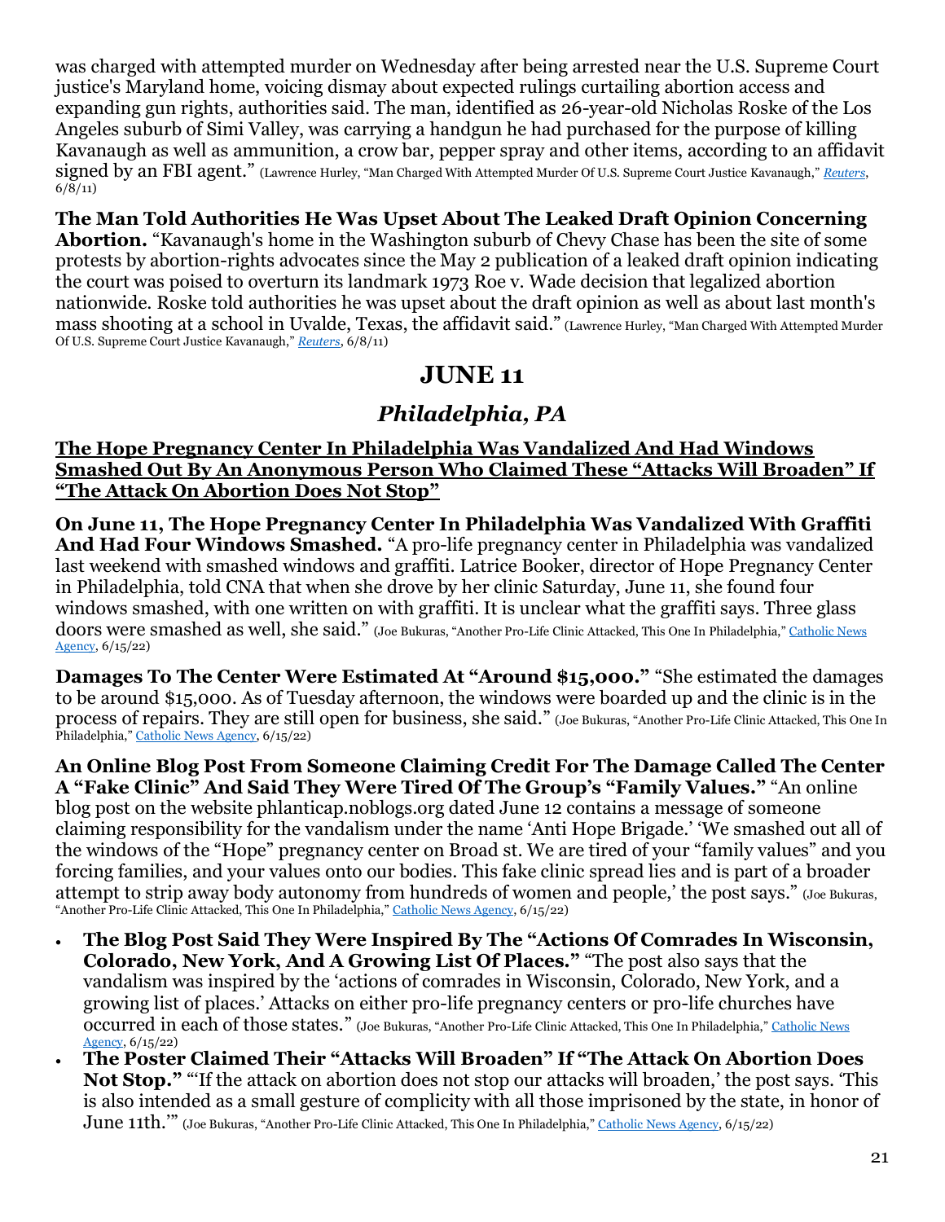was charged with attempted murder on Wednesday after being arrested near the U.S. Supreme Court justice's Maryland home, voicing dismay about expected rulings curtailing abortion access and expanding gun rights, authorities said. The man, identified as 26-year-old Nicholas Roske of the Los Angeles suburb of Simi Valley, was carrying a handgun he had purchased for the purpose of killing Kavanaugh as well as ammunition, a crow bar, pepper spray and other items, according to an affidavit signed by an FBI agent." (Lawrence Hurley, "Man Charged With Attempted Murder Of U.S. Supreme Court Justice Kavanaugh," *Reuters*, 6/8/11)

**The Man Told Authorities He Was Upset About The Leaked Draft Opinion Concerning Abortion.** "Kavanaugh's home in the Washington suburb of Chevy Chase has been the site of some protests by abortion-rights advocates since the May 2 publication of a leaked draft opinion indicating the court was poised to overturn its landmark 1973 Roe v. Wade decision that legalized abortion nationwide. Roske told authorities he was upset about the draft opinion as well as about last month's mass shooting at a school in Uvalde, Texas, the affidavit said." (Lawrence Hurley, "Man Charged With Attempted Murder Of U.S. Supreme Court Justice Kavanaugh," *Reuters*, 6/8/11)

## JUNE 11

### *Philadelphia, PA*

**The Hope Pregnancy Center In Philadelphia Was Vandalized And Had Windows Smashed Out By An Anonymous Person Who Claimed These "Attacks Will Broaden" If "The Attack On Abortion Does Not Stop"**

**On June 11, The Hope Pregnancy Center In Philadelphia Was Vandalized With Graffiti And Had Four Windows Smashed.** "A pro-life pregnancy center in Philadelphia was vandalized last weekend with smashed windows and graffiti. Latrice Booker, director of Hope Pregnancy Center in Philadelphia, told CNA that when she drove by her clinic Saturday, June 11, she found four windows smashed, with one written on with graffiti. It is unclear what the graffiti says. Three glass doors were smashed as well, she said." (Joe Bukuras, "Another Pro-Life Clinic Attacked, This One In Philadelphia," Catholic News Agency, 6/15/22)

**Damages To The Center Were Estimated At "Around $15,000."** "She estimated the damages to be around $15,000. As of Tuesday afternoon, the windows were boarded up and the clinic is in the process of repairs. They are still open for business, she said." (Joe Bukuras, "Another Pro-Life Clinic Attacked, This One In Philadelphia," Catholic News Agency, 6/15/22)

**An Online Blog Post From Someone Claiming Credit For The Damage Called The Center A "Fake Clinic" And Said They Were Tired Of The Group's "Family Values."** "An online blog post on the website phlanticap.noblogs.org dated June 12 contains a message of someone claiming responsibility for the vandalism under the name 'Anti Hope Brigade.' 'We smashed out all of the windows of the "Hope" pregnancy center on Broad st. We are tired of your "family values" and you forcing families, and your values onto our bodies. This fake clinic spread lies and is part of a broader attempt to strip away body autonomy from hundreds of women and people,' the post says." (Joe Bukuras, "Another Pro-Life Clinic Attacked, This One In Philadelphia," Catholic News Agency, 6/15/22)

- **The Blog Post Said They Were Inspired By The "Actions Of Comrades In Wisconsin, Colorado, New York, And A Growing List Of Places."** "The post also says that the vandalism was inspired by the 'actions of comrades in Wisconsin, Colorado, New York, and a growing list of places.' Attacks on either pro-life pregnancy centers or pro-life churches have occurred in each of those states." (Joe Bukuras, "Another Pro-Life Clinic Attacked, This One In Philadelphia," Catholic News Agency, 6/15/22)
- **The Poster Claimed Their "Attacks Will Broaden" If "The Attack On Abortion Does Not Stop."** "'If the attack on abortion does not stop our attacks will broaden,' the post says. 'This is also intended as a small gesture of complicity with all those imprisoned by the state, in honor of June 11th.'" (Joe Bukuras, "Another Pro-Life Clinic Attacked, This One In Philadelphia," Catholic News Agency, 6/15/22)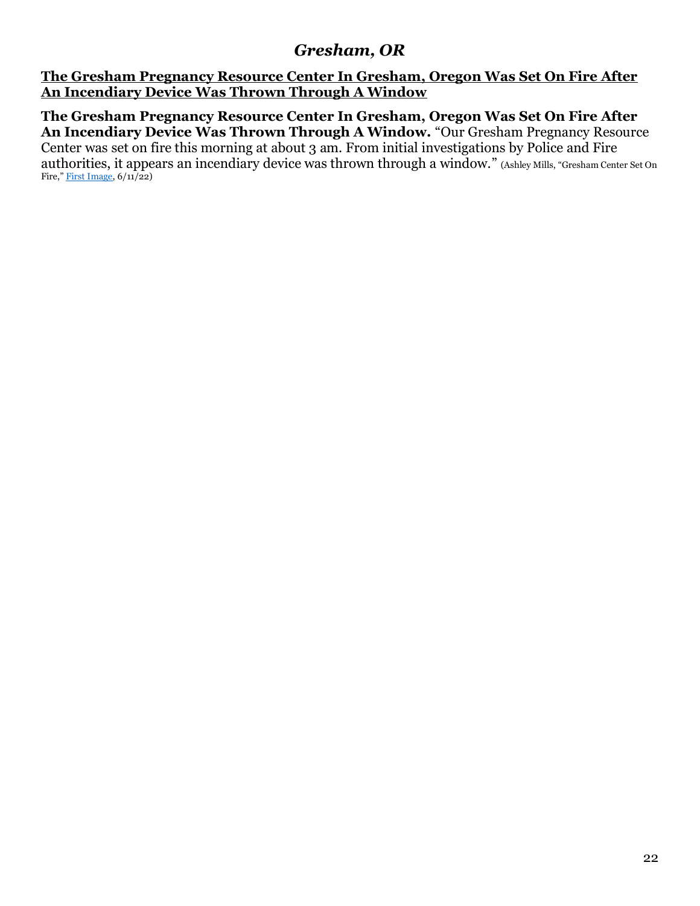## *Gresham, OR*

**The Gresham Pregnancy Resource Center In Gresham, Oregon Was Set On Fire After An Incendiary Device Was Thrown Through A Window**

**The Gresham Pregnancy Resource Center In Gresham, Oregon Was Set On Fire After An Incendiary Device Was Thrown Through A Window.** "Our Gresham Pregnancy Resource Center was set on fire this morning at about 3 am. From initial investigations by Police and Fire authorities, it appears an incendiary device was thrown through a window." (Ashley Mills, "Gresham Center Set On Fire," First Image, 6/11/22)